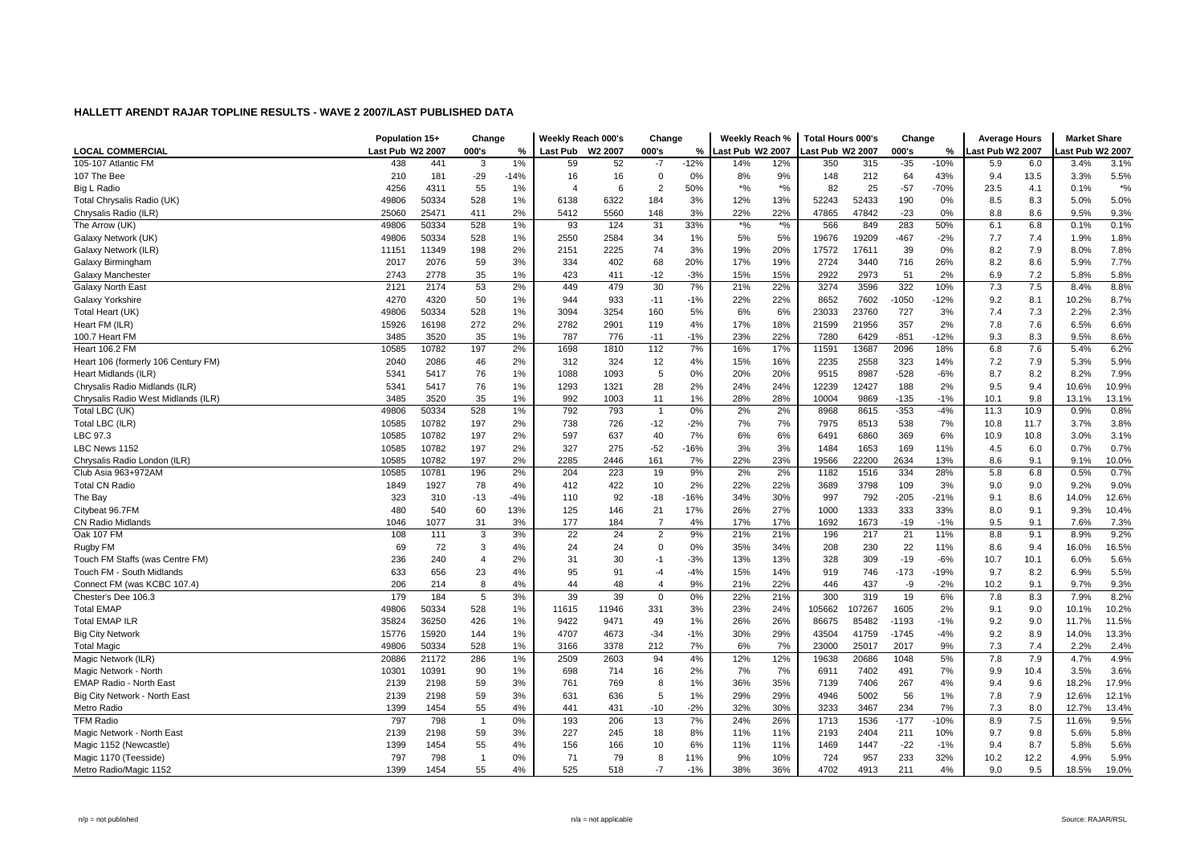# HALLETT ARENDT RAJAR TOPLINE RESULTS - WAVE 2 2007/LAST PUBLISHED DATA

| LOCAL COMMERCIAL | Population 15+ | | Change | | Weekly Reach 000's | | Change | | Weekly Reach % | | Total Hours 000's | | Change | | Average Hours | | Market Share | |
|---|---|---|---|---|---|---|---|---|---|---|---|---|---|---|---|---|---|---|
| | Last Pub | W2 2007 | 000's | % | Last Pub | W2 2007 | 000's | % | Last Pub | W2 2007 | Last Pub | W2 2007 | 000's | % | Last Pub | W2 2007 | Last Pub | W2 2007 |
| 105-107 Atlantic FM | 438 | 441 | 3 | 1% | 59 | 52 | -7 | -12% | 14% | 12% | 350 | 315 | -35 | -10% | 5.9 | 6.0 | 3.4% | 3.1% |
| 107 The Bee | 210 | 181 | -29 | -14% | 16 | 16 | 0 | 0% | 8% | 9% | 148 | 212 | 64 | 43% | 9.4 | 13.5 | 3.3% | 5.5% |
| Big L Radio | 4256 | 4311 | 55 | 1% | 4 | 6 | 2 | 50% | *% | *% | 82 | 25 | -57 | -70% | 23.5 | 4.1 | 0.1% | *% |
| Total Chrysalis Radio (UK) | 49806 | 50334 | 528 | 1% | 6138 | 6322 | 184 | 3% | 12% | 13% | 52243 | 52433 | 190 | 0% | 8.5 | 8.3 | 5.0% | 5.0% |
| Chrysalis Radio (ILR) | 25060 | 25471 | 411 | 2% | 5412 | 5560 | 148 | 3% | 22% | 22% | 47865 | 47842 | -23 | 0% | 8.8 | 8.6 | 9.5% | 9.3% |
| The Arrow (UK) | 49806 | 50334 | 528 | 1% | 93 | 124 | 31 | 33% | *% | *% | 566 | 849 | 283 | 50% | 6.1 | 6.8 | 0.1% | 0.1% |
| Galaxy Network (UK) | 49806 | 50334 | 528 | 1% | 2550 | 2584 | 34 | 1% | 5% | 5% | 19676 | 19209 | -467 | -2% | 7.7 | 7.4 | 1.9% | 1.8% |
| Galaxy Network (ILR) | 11151 | 11349 | 198 | 2% | 2151 | 2225 | 74 | 3% | 19% | 20% | 17572 | 17611 | 39 | 0% | 8.2 | 7.9 | 8.0% | 7.8% |
| Galaxy Birmingham | 2017 | 2076 | 59 | 3% | 334 | 402 | 68 | 20% | 17% | 19% | 2724 | 3440 | 716 | 26% | 8.2 | 8.6 | 5.9% | 7.7% |
| Galaxy Manchester | 2743 | 2778 | 35 | 1% | 423 | 411 | -12 | -3% | 15% | 15% | 2922 | 2973 | 51 | 2% | 6.9 | 7.2 | 5.8% | 5.8% |
| Galaxy North East | 2121 | 2174 | 53 | 2% | 449 | 479 | 30 | 7% | 21% | 22% | 3274 | 3596 | 322 | 10% | 7.3 | 7.5 | 8.4% | 8.8% |
| Galaxy Yorkshire | 4270 | 4320 | 50 | 1% | 944 | 933 | -11 | -1% | 22% | 22% | 8652 | 7602 | -1050 | -12% | 9.2 | 8.1 | 10.2% | 8.7% |
| Total Heart (UK) | 49806 | 50334 | 528 | 1% | 3094 | 3254 | 160 | 5% | 6% | 6% | 23033 | 23760 | 727 | 3% | 7.4 | 7.3 | 2.2% | 2.3% |
| Heart FM (ILR) | 15926 | 16198 | 272 | 2% | 2782 | 2901 | 119 | 4% | 17% | 18% | 21599 | 21956 | 357 | 2% | 7.8 | 7.6 | 6.5% | 6.6% |
| 100.7 Heart FM | 3485 | 3520 | 35 | 1% | 787 | 776 | -11 | -1% | 23% | 22% | 7280 | 6429 | -851 | -12% | 9.3 | 8.3 | 9.5% | 8.6% |
| Heart 106.2 FM | 10585 | 10782 | 197 | 2% | 1698 | 1810 | 112 | 7% | 16% | 17% | 11591 | 13687 | 2096 | 18% | 6.8 | 7.6 | 5.4% | 6.2% |
| Heart 106 (formerly 106 Century FM) | 2040 | 2086 | 46 | 2% | 312 | 324 | 12 | 4% | 15% | 16% | 2235 | 2558 | 323 | 14% | 7.2 | 7.9 | 5.3% | 5.9% |
| Heart Midlands (ILR) | 5341 | 5417 | 76 | 1% | 1088 | 1093 | 5 | 0% | 20% | 20% | 9515 | 8987 | -528 | -6% | 8.7 | 8.2 | 8.2% | 7.9% |
| Chrysalis Radio Midlands (ILR) | 5341 | 5417 | 76 | 1% | 1293 | 1321 | 28 | 2% | 24% | 24% | 12239 | 12427 | 188 | 2% | 9.5 | 9.4 | 10.6% | 10.9% |
| Chrysalis Radio West Midlands (ILR) | 3485 | 3520 | 35 | 1% | 992 | 1003 | 11 | 1% | 28% | 28% | 10004 | 9869 | -135 | -1% | 10.1 | 9.8 | 13.1% | 13.1% |
| Total LBC (UK) | 49806 | 50334 | 528 | 1% | 792 | 793 | 1 | 0% | 2% | 2% | 8968 | 8615 | -353 | -4% | 11.3 | 10.9 | 0.9% | 0.8% |
| Total LBC (ILR) | 10585 | 10782 | 197 | 2% | 738 | 726 | -12 | -2% | 7% | 7% | 7975 | 8513 | 538 | 7% | 10.8 | 11.7 | 3.7% | 3.8% |
| LBC 97.3 | 10585 | 10782 | 197 | 2% | 597 | 637 | 40 | 7% | 6% | 6% | 6491 | 6860 | 369 | 6% | 10.9 | 10.8 | 3.0% | 3.1% |
| LBC News 1152 | 10585 | 10782 | 197 | 2% | 327 | 275 | -52 | -16% | 3% | 3% | 1484 | 1653 | 169 | 11% | 4.5 | 6.0 | 0.7% | 0.7% |
| Chrysalis Radio London (ILR) | 10585 | 10782 | 197 | 2% | 2285 | 2446 | 161 | 7% | 22% | 23% | 19566 | 22200 | 2634 | 13% | 8.6 | 9.1 | 9.1% | 10.0% |
| Club Asia 963+972AM | 10585 | 10781 | 196 | 2% | 204 | 223 | 19 | 9% | 2% | 2% | 1182 | 1516 | 334 | 28% | 5.8 | 6.8 | 0.5% | 0.7% |
| Total CN Radio | 1849 | 1927 | 78 | 4% | 412 | 422 | 10 | 2% | 22% | 22% | 3689 | 3798 | 109 | 3% | 9.0 | 9.0 | 9.2% | 9.0% |
| The Bay | 323 | 310 | -13 | -4% | 110 | 92 | -18 | -16% | 34% | 30% | 997 | 792 | -205 | -21% | 9.1 | 8.6 | 14.0% | 12.6% |
| Citybeat 96.7FM | 480 | 540 | 60 | 13% | 125 | 146 | 21 | 17% | 26% | 27% | 1000 | 1333 | 333 | 33% | 8.0 | 9.1 | 9.3% | 10.4% |
| CN Radio Midlands | 1046 | 1077 | 31 | 3% | 177 | 184 | 7 | 4% | 17% | 17% | 1692 | 1673 | -19 | -1% | 9.5 | 9.1 | 7.6% | 7.3% |
| Oak 107 FM | 108 | 111 | 3 | 3% | 22 | 24 | 2 | 9% | 21% | 21% | 196 | 217 | 21 | 11% | 8.8 | 9.1 | 8.9% | 9.2% |
| Rugby FM | 69 | 72 | 3 | 4% | 24 | 24 | 0 | 0% | 35% | 34% | 208 | 230 | 22 | 11% | 8.6 | 9.4 | 16.0% | 16.5% |
| Touch FM Staffs (was Centre FM) | 236 | 240 | 4 | 2% | 31 | 30 | -1 | -3% | 13% | 13% | 328 | 309 | -19 | -6% | 10.7 | 10.1 | 6.0% | 5.6% |
| Touch FM - South Midlands | 633 | 656 | 23 | 4% | 95 | 91 | -4 | -4% | 15% | 14% | 919 | 746 | -173 | -19% | 9.7 | 8.2 | 6.9% | 5.5% |
| Connect FM (was KCBC 107.4) | 206 | 214 | 8 | 4% | 44 | 48 | 4 | 9% | 21% | 22% | 446 | 437 | -9 | -2% | 10.2 | 9.1 | 9.7% | 9.3% |
| Chester's Dee 106.3 | 179 | 184 | 5 | 3% | 39 | 39 | 0 | 0% | 22% | 21% | 300 | 319 | 19 | 6% | 7.8 | 8.3 | 7.9% | 8.2% |
| Total EMAP | 49806 | 50334 | 528 | 1% | 11615 | 11946 | 331 | 3% | 23% | 24% | 105662 | 107267 | 1605 | 2% | 9.1 | 9.0 | 10.1% | 10.2% |
| Total EMAP ILR | 35824 | 36250 | 426 | 1% | 9422 | 9471 | 49 | 1% | 26% | 26% | 86675 | 85482 | -1193 | -1% | 9.2 | 9.0 | 11.7% | 11.5% |
| Big City Network | 15776 | 15920 | 144 | 1% | 4707 | 4673 | -34 | -1% | 30% | 29% | 43504 | 41759 | -1745 | -4% | 9.2 | 8.9 | 14.0% | 13.3% |
| Total Magic | 49806 | 50334 | 528 | 1% | 3166 | 3378 | 212 | 7% | 6% | 7% | 23000 | 25017 | 2017 | 9% | 7.3 | 7.4 | 2.2% | 2.4% |
| Magic Network (ILR) | 20886 | 21172 | 286 | 1% | 2509 | 2603 | 94 | 4% | 12% | 12% | 19638 | 20686 | 1048 | 5% | 7.8 | 7.9 | 4.7% | 4.9% |
| Magic Network - North | 10301 | 10391 | 90 | 1% | 698 | 714 | 16 | 2% | 7% | 7% | 6911 | 7402 | 491 | 7% | 9.9 | 10.4 | 3.5% | 3.6% |
| EMAP Radio - North East | 2139 | 2198 | 59 | 3% | 761 | 769 | 8 | 1% | 36% | 35% | 7139 | 7406 | 267 | 4% | 9.4 | 9.6 | 18.2% | 17.9% |
| Big City Network - North East | 2139 | 2198 | 59 | 3% | 631 | 636 | 5 | 1% | 29% | 29% | 4946 | 5002 | 56 | 1% | 7.8 | 7.9 | 12.6% | 12.1% |
| Metro Radio | 1399 | 1454 | 55 | 4% | 441 | 431 | -10 | -2% | 32% | 30% | 3233 | 3467 | 234 | 7% | 7.3 | 8.0 | 12.7% | 13.4% |
| TFM Radio | 797 | 798 | 1 | 0% | 193 | 206 | 13 | 7% | 24% | 26% | 1713 | 1536 | -177 | -10% | 8.9 | 7.5 | 11.6% | 9.5% |
| Magic Network - North East | 2139 | 2198 | 59 | 3% | 227 | 245 | 18 | 8% | 11% | 11% | 2193 | 2404 | 211 | 10% | 9.7 | 9.8 | 5.6% | 5.8% |
| Magic 1152 (Newcastle) | 1399 | 1454 | 55 | 4% | 156 | 166 | 10 | 6% | 11% | 11% | 1469 | 1447 | -22 | -1% | 9.4 | 8.7 | 5.8% | 5.6% |
| Magic 1170 (Teesside) | 797 | 798 | 1 | 0% | 71 | 79 | 8 | 11% | 9% | 10% | 724 | 957 | 233 | 32% | 10.2 | 12.2 | 4.9% | 5.9% |
| Metro Radio/Magic 1152 | 1399 | 1454 | 55 | 4% | 525 | 518 | -7 | -1% | 38% | 36% | 4702 | 4913 | 211 | 4% | 9.0 | 9.5 | 18.5% | 19.0% |

n/p = not published　　n/a = not applicable　　Source: RAJAR/RSL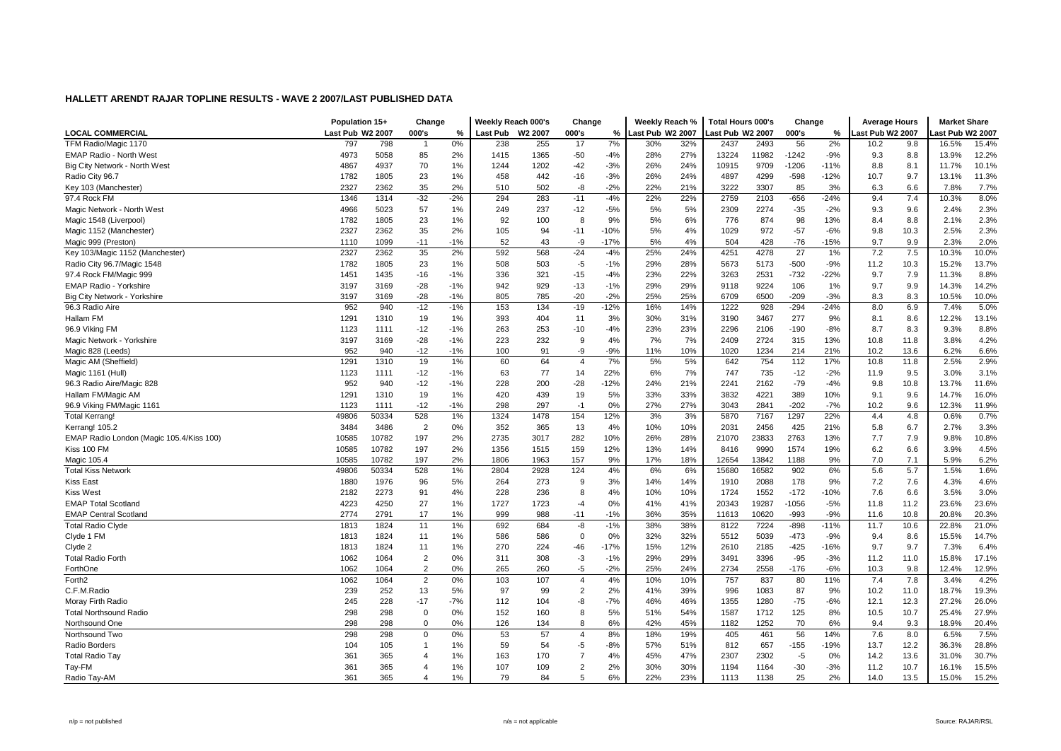## HALLETT ARENDT RAJAR TOPLINE RESULTS - WAVE 2 2007/LAST PUBLISHED DATA

| LOCAL COMMERCIAL | Population 15+ | | Change | | Weekly Reach 000's | | Change | | Weekly Reach % | | Total Hours 000's | | Change | | Average Hours | | Market Share | |
|---|---|---|---|---|---|---|---|---|---|---|---|---|---|---|---|---|---|---|
| | Last Pub | W2 2007 | 000's | % | Last Pub | W2 2007 | 000's | % | Last Pub | W2 2007 | Last Pub | W2 2007 | 000's | % | Last Pub | W2 2007 | Last Pub | W2 2007 |
| TFM Radio/Magic 1170 | 797 | 798 | 1 | 0% | 238 | 255 | 17 | 7% | 30% | 32% | 2437 | 2493 | 56 | 2% | 10.2 | 9.8 | 16.5% | 15.4% |
| EMAP Radio - North West | 4973 | 5058 | 85 | 2% | 1415 | 1365 | -50 | -4% | 28% | 27% | 13224 | 11982 | -1242 | -9% | 9.3 | 8.8 | 13.9% | 12.2% |
| Big City Network - North West | 4867 | 4937 | 70 | 1% | 1244 | 1202 | -42 | -3% | 26% | 24% | 10915 | 9709 | -1206 | -11% | 8.8 | 8.1 | 11.7% | 10.1% |
| Radio City 96.7 | 1782 | 1805 | 23 | 1% | 458 | 442 | -16 | -3% | 26% | 24% | 4897 | 4299 | -598 | -12% | 10.7 | 9.7 | 13.1% | 11.3% |
| Key 103 (Manchester) | 2327 | 2362 | 35 | 2% | 510 | 502 | -8 | -2% | 22% | 21% | 3222 | 3307 | 85 | 3% | 6.3 | 6.6 | 7.8% | 7.7% |
| 97.4 Rock FM | 1346 | 1314 | -32 | -2% | 294 | 283 | -11 | -4% | 22% | 22% | 2759 | 2103 | -656 | -24% | 9.4 | 7.4 | 10.3% | 8.0% |
| Magic Network - North West | 4966 | 5023 | 57 | 1% | 249 | 237 | -12 | -5% | 5% | 5% | 2309 | 2274 | -35 | -2% | 9.3 | 9.6 | 2.4% | 2.3% |
| Magic 1548 (Liverpool) | 1782 | 1805 | 23 | 1% | 92 | 100 | 8 | 9% | 5% | 6% | 776 | 874 | 98 | 13% | 8.4 | 8.8 | 2.1% | 2.3% |
| Magic 1152 (Manchester) | 2327 | 2362 | 35 | 2% | 105 | 94 | -11 | -10% | 5% | 4% | 1029 | 972 | -57 | -6% | 9.8 | 10.3 | 2.5% | 2.3% |
| Magic 999 (Preston) | 1110 | 1099 | -11 | -1% | 52 | 43 | -9 | -17% | 5% | 4% | 504 | 428 | -76 | -15% | 9.7 | 9.9 | 2.3% | 2.0% |
| Key 103/Magic 1152 (Manchester) | 2327 | 2362 | 35 | 2% | 592 | 568 | -24 | -4% | 25% | 24% | 4251 | 4278 | 27 | 1% | 7.2 | 7.5 | 10.3% | 10.0% |
| Radio City 96.7/Magic 1548 | 1782 | 1805 | 23 | 1% | 508 | 503 | -5 | -1% | 29% | 28% | 5673 | 5173 | -500 | -9% | 11.2 | 10.3 | 15.2% | 13.7% |
| 97.4 Rock FM/Magic 999 | 1451 | 1435 | -16 | -1% | 336 | 321 | -15 | -4% | 23% | 22% | 3263 | 2531 | -732 | -22% | 9.7 | 7.9 | 11.3% | 8.8% |
| EMAP Radio - Yorkshire | 3197 | 3169 | -28 | -1% | 942 | 929 | -13 | -1% | 29% | 29% | 9118 | 9224 | 106 | 1% | 9.7 | 9.9 | 14.3% | 14.2% |
| Big City Network - Yorkshire | 3197 | 3169 | -28 | -1% | 805 | 785 | -20 | -2% | 25% | 25% | 6709 | 6500 | -209 | -3% | 8.3 | 8.3 | 10.5% | 10.0% |
| 96.3 Radio Aire | 952 | 940 | -12 | -1% | 153 | 134 | -19 | -12% | 16% | 14% | 1222 | 928 | -294 | -24% | 8.0 | 6.9 | 7.4% | 5.0% |
| Hallam FM | 1291 | 1310 | 19 | 1% | 393 | 404 | 11 | 3% | 30% | 31% | 3190 | 3467 | 277 | 9% | 8.1 | 8.6 | 12.2% | 13.1% |
| 96.9 Viking FM | 1123 | 1111 | -12 | -1% | 263 | 253 | -10 | -4% | 23% | 23% | 2296 | 2106 | -190 | -8% | 8.7 | 8.3 | 9.3% | 8.8% |
| Magic Network - Yorkshire | 3197 | 3169 | -28 | -1% | 223 | 232 | 9 | 4% | 7% | 7% | 2409 | 2724 | 315 | 13% | 10.8 | 11.8 | 3.8% | 4.2% |
| Magic 828 (Leeds) | 952 | 940 | -12 | -1% | 100 | 91 | -9 | -9% | 11% | 10% | 1020 | 1234 | 214 | 21% | 10.2 | 13.6 | 6.2% | 6.6% |
| Magic AM (Sheffield) | 1291 | 1310 | 19 | 1% | 60 | 64 | 4 | 7% | 5% | 5% | 642 | 754 | 112 | 17% | 10.8 | 11.8 | 2.5% | 2.9% |
| Magic 1161 (Hull) | 1123 | 1111 | -12 | -1% | 63 | 77 | 14 | 22% | 6% | 7% | 747 | 735 | -12 | -2% | 11.9 | 9.5 | 3.0% | 3.1% |
| 96.3 Radio Aire/Magic 828 | 952 | 940 | -12 | -1% | 228 | 200 | -28 | -12% | 24% | 21% | 2241 | 2162 | -79 | -4% | 9.8 | 10.8 | 13.7% | 11.6% |
| Hallam FM/Magic AM | 1291 | 1310 | 19 | 1% | 420 | 439 | 19 | 5% | 33% | 33% | 3832 | 4221 | 389 | 10% | 9.1 | 9.6 | 14.7% | 16.0% |
| 96.9 Viking FM/Magic 1161 | 1123 | 1111 | -12 | -1% | 298 | 297 | -1 | 0% | 27% | 27% | 3043 | 2841 | -202 | -7% | 10.2 | 9.6 | 12.3% | 11.9% |
| Total Kerrang! | 49806 | 50334 | 528 | 1% | 1324 | 1478 | 154 | 12% | 3% | 3% | 5870 | 7167 | 1297 | 22% | 4.4 | 4.8 | 0.6% | 0.7% |
| Kerrang! 105.2 | 3484 | 3486 | 2 | 0% | 352 | 365 | 13 | 4% | 10% | 10% | 2031 | 2456 | 425 | 21% | 5.8 | 6.7 | 2.7% | 3.3% |
| EMAP Radio London (Magic 105.4/Kiss 100) | 10585 | 10782 | 197 | 2% | 2735 | 3017 | 282 | 10% | 26% | 28% | 21070 | 23833 | 2763 | 13% | 7.7 | 7.9 | 9.8% | 10.8% |
| Kiss 100 FM | 10585 | 10782 | 197 | 2% | 1356 | 1515 | 159 | 12% | 13% | 14% | 8416 | 9990 | 1574 | 19% | 6.2 | 6.6 | 3.9% | 4.5% |
| Magic 105.4 | 10585 | 10782 | 197 | 2% | 1806 | 1963 | 157 | 9% | 17% | 18% | 12654 | 13842 | 1188 | 9% | 7.0 | 7.1 | 5.9% | 6.2% |
| Total Kiss Network | 49806 | 50334 | 528 | 1% | 2804 | 2928 | 124 | 4% | 6% | 6% | 15680 | 16582 | 902 | 6% | 5.6 | 5.7 | 1.5% | 1.6% |
| Kiss East | 1880 | 1976 | 96 | 5% | 264 | 273 | 9 | 3% | 14% | 14% | 1910 | 2088 | 178 | 9% | 7.2 | 7.6 | 4.3% | 4.6% |
| Kiss West | 2182 | 2273 | 91 | 4% | 228 | 236 | 8 | 4% | 10% | 10% | 1724 | 1552 | -172 | -10% | 7.6 | 6.6 | 3.5% | 3.0% |
| EMAP Total Scotland | 4223 | 4250 | 27 | 1% | 1727 | 1723 | -4 | 0% | 41% | 41% | 20343 | 19287 | -1056 | -5% | 11.8 | 11.2 | 23.6% | 23.6% |
| EMAP Central Scotland | 2774 | 2791 | 17 | 1% | 999 | 988 | -11 | -1% | 36% | 35% | 11613 | 10620 | -993 | -9% | 11.6 | 10.8 | 20.8% | 20.3% |
| Total Radio Clyde | 1813 | 1824 | 11 | 1% | 692 | 684 | -8 | -1% | 38% | 38% | 8122 | 7224 | -898 | -11% | 11.7 | 10.6 | 22.8% | 21.0% |
| Clyde 1 FM | 1813 | 1824 | 11 | 1% | 586 | 586 | 0 | 0% | 32% | 32% | 5512 | 5039 | -473 | -9% | 9.4 | 8.6 | 15.5% | 14.7% |
| Clyde 2 | 1813 | 1824 | 11 | 1% | 270 | 224 | -46 | -17% | 15% | 12% | 2610 | 2185 | -425 | -16% | 9.7 | 9.7 | 7.3% | 6.4% |
| Total Radio Forth | 1062 | 1064 | 2 | 0% | 311 | 308 | -3 | -1% | 29% | 29% | 3491 | 3396 | -95 | -3% | 11.2 | 11.0 | 15.8% | 17.1% |
| ForthOne | 1062 | 1064 | 2 | 0% | 265 | 260 | -5 | -2% | 25% | 24% | 2734 | 2558 | -176 | -6% | 10.3 | 9.8 | 12.4% | 12.9% |
| Forth2 | 1062 | 1064 | 2 | 0% | 103 | 107 | 4 | 4% | 10% | 10% | 757 | 837 | 80 | 11% | 7.4 | 7.8 | 3.4% | 4.2% |
| C.F.M.Radio | 239 | 252 | 13 | 5% | 97 | 99 | 2 | 2% | 41% | 39% | 996 | 1083 | 87 | 9% | 10.2 | 11.0 | 18.7% | 19.3% |
| Moray Firth Radio | 245 | 228 | -17 | -7% | 112 | 104 | -8 | -7% | 46% | 46% | 1355 | 1280 | -75 | -6% | 12.1 | 12.3 | 27.2% | 26.0% |
| Total Northsound Radio | 298 | 298 | 0 | 0% | 152 | 160 | 8 | 5% | 51% | 54% | 1587 | 1712 | 125 | 8% | 10.5 | 10.7 | 25.4% | 27.9% |
| Northsound One | 298 | 298 | 0 | 0% | 126 | 134 | 8 | 6% | 42% | 45% | 1182 | 1252 | 70 | 6% | 9.4 | 9.3 | 18.9% | 20.4% |
| Northsound Two | 298 | 298 | 0 | 0% | 53 | 57 | 4 | 8% | 18% | 19% | 405 | 461 | 56 | 14% | 7.6 | 8.0 | 6.5% | 7.5% |
| Radio Borders | 104 | 105 | 1 | 1% | 59 | 54 | -5 | -8% | 57% | 51% | 812 | 657 | -155 | -19% | 13.7 | 12.2 | 36.3% | 28.8% |
| Total Radio Tay | 361 | 365 | 4 | 1% | 163 | 170 | 7 | 4% | 45% | 47% | 2307 | 2302 | -5 | 0% | 14.2 | 13.6 | 31.0% | 30.7% |
| Tay-FM | 361 | 365 | 4 | 1% | 107 | 109 | 2 | 2% | 30% | 30% | 1194 | 1164 | -30 | -3% | 11.2 | 10.7 | 16.1% | 15.5% |
| Radio Tay-AM | 361 | 365 | 4 | 1% | 79 | 84 | 5 | 6% | 22% | 23% | 1113 | 1138 | 25 | 2% | 14.0 | 13.5 | 15.0% | 15.2% |

n/p = not published    n/a = not applicable    Source: RAJAR/RSL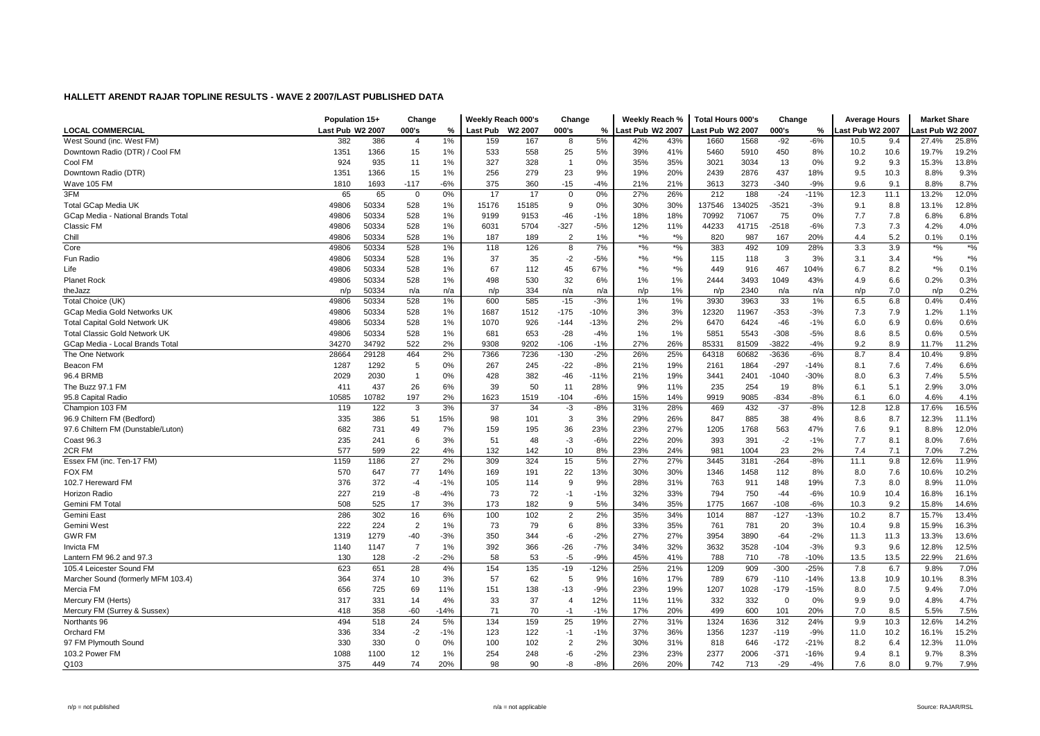## HALLETT ARENDT RAJAR TOPLINE RESULTS - WAVE 2 2007/LAST PUBLISHED DATA

| LOCAL COMMERCIAL | Population 15+ | | Change | | Weekly Reach 000's | | Change | | Weekly Reach % | | Total Hours 000's | | Change | | Average Hours | | Market Share | |
|---|---|---|---|---|---|---|---|---|---|---|---|---|---|---|---|---|---|---|
| | Last Pub | W2 2007 | 000's | % | Last Pub | W2 2007 | 000's | % | Last Pub | W2 2007 | Last Pub | W2 2007 | 000's | % | Last Pub | W2 2007 | Last Pub | W2 2007 |
| West Sound (inc. West FM) | 382 | 386 | 4 | 1% | 159 | 167 | 8 | 5% | 42% | 43% | 1660 | 1568 | -92 | -6% | 10.5 | 9.4 | 27.4% | 25.8% |
| Downtown Radio (DTR) / Cool FM | 1351 | 1366 | 15 | 1% | 533 | 558 | 25 | 5% | 39% | 41% | 5460 | 5910 | 450 | 8% | 10.2 | 10.6 | 19.7% | 19.2% |
| Cool FM | 924 | 935 | 11 | 1% | 327 | 328 | 1 | 0% | 35% | 35% | 3021 | 3034 | 13 | 0% | 9.2 | 9.3 | 15.3% | 13.8% |
| Downtown Radio (DTR) | 1351 | 1366 | 15 | 1% | 256 | 279 | 23 | 9% | 19% | 20% | 2439 | 2876 | 437 | 18% | 9.5 | 10.3 | 8.8% | 9.3% |
| Wave 105 FM | 1810 | 1693 | -117 | -6% | 375 | 360 | -15 | -4% | 21% | 21% | 3613 | 3273 | -340 | -9% | 9.6 | 9.1 | 8.8% | 8.7% |
| 3FM | 65 | 65 | 0 | 0% | 17 | 17 | 0 | 0% | 27% | 26% | 212 | 188 | -24 | -11% | 12.3 | 11.1 | 13.2% | 12.0% |
| Total GCap Media UK | 49806 | 50334 | 528 | 1% | 15176 | 15185 | 9 | 0% | 30% | 30% | 137546 | 134025 | -3521 | -3% | 9.1 | 8.8 | 13.1% | 12.8% |
| GCap Media - National Brands Total | 49806 | 50334 | 528 | 1% | 9199 | 9153 | -46 | -1% | 18% | 18% | 70992 | 71067 | 75 | 0% | 7.7 | 7.8 | 6.8% | 6.8% |
| Classic FM | 49806 | 50334 | 528 | 1% | 6031 | 5704 | -327 | -5% | 12% | 11% | 44233 | 41715 | -2518 | -6% | 7.3 | 7.3 | 4.2% | 4.0% |
| Chill | 49806 | 50334 | 528 | 1% | 187 | 189 | 2 | 1% | *% | *% | 820 | 987 | 167 | 20% | 4.4 | 5.2 | 0.1% | 0.1% |
| Core | 49806 | 50334 | 528 | 1% | 118 | 126 | 8 | 7% | *% | *% | 383 | 492 | 109 | 28% | 3.3 | 3.9 | *% | *% |
| Fun Radio | 49806 | 50334 | 528 | 1% | 37 | 35 | -2 | -5% | *% | *% | 115 | 118 | 3 | 3% | 3.1 | 3.4 | *% | *% |
| Life | 49806 | 50334 | 528 | 1% | 67 | 112 | 45 | 67% | *% | *% | 449 | 916 | 467 | 104% | 6.7 | 8.2 | *% | 0.1% |
| Planet Rock | 49806 | 50334 | 528 | 1% | 498 | 530 | 32 | 6% | 1% | 1% | 2444 | 3493 | 1049 | 43% | 4.9 | 6.6 | 0.2% | 0.3% |
| theJazz | n/p | 50334 | n/a | n/a | n/p | 334 | n/a | n/a | n/p | 1% | n/p | 2340 | n/a | n/a | n/p | 7.0 | n/p | 0.2% |
| Total Choice (UK) | 49806 | 50334 | 528 | 1% | 600 | 585 | -15 | -3% | 1% | 1% | 3930 | 3963 | 33 | 1% | 6.5 | 6.8 | 0.4% | 0.4% |
| GCap Media Gold Networks UK | 49806 | 50334 | 528 | 1% | 1687 | 1512 | -175 | -10% | 3% | 3% | 12320 | 11967 | -353 | -3% | 7.3 | 7.9 | 1.2% | 1.1% |
| Total Capital Gold Network UK | 49806 | 50334 | 528 | 1% | 1070 | 926 | -144 | -13% | 2% | 2% | 6470 | 6424 | -46 | -1% | 6.0 | 6.9 | 0.6% | 0.6% |
| Total Classic Gold Network UK | 49806 | 50334 | 528 | 1% | 681 | 653 | -28 | -4% | 1% | 1% | 5851 | 5543 | -308 | -5% | 8.6 | 8.5 | 0.6% | 0.5% |
| GCap Media - Local Brands Total | 34270 | 34792 | 522 | 2% | 9308 | 9202 | -106 | -1% | 27% | 26% | 85331 | 81509 | -3822 | -4% | 9.2 | 8.9 | 11.7% | 11.2% |
| The One Network | 28664 | 29128 | 464 | 2% | 7366 | 7236 | -130 | -2% | 26% | 25% | 64318 | 60682 | -3636 | -6% | 8.7 | 8.4 | 10.4% | 9.8% |
| Beacon FM | 1287 | 1292 | 5 | 0% | 267 | 245 | -22 | -8% | 21% | 19% | 2161 | 1864 | -297 | -14% | 8.1 | 7.6 | 7.4% | 6.6% |
| 96.4 BRMB | 2029 | 2030 | 1 | 0% | 428 | 382 | -46 | -11% | 21% | 19% | 3441 | 2401 | -1040 | -30% | 8.0 | 6.3 | 7.4% | 5.5% |
| The Buzz 97.1 FM | 411 | 437 | 26 | 6% | 39 | 50 | 11 | 28% | 9% | 11% | 235 | 254 | 19 | 8% | 6.1 | 5.1 | 2.9% | 3.0% |
| 95.8 Capital Radio | 10585 | 10782 | 197 | 2% | 1623 | 1519 | -104 | -6% | 15% | 14% | 9919 | 9085 | -834 | -8% | 6.1 | 6.0 | 4.6% | 4.1% |
| Champion 103 FM | 119 | 122 | 3 | 3% | 37 | 34 | -3 | -8% | 31% | 28% | 469 | 432 | -37 | -8% | 12.8 | 12.8 | 17.6% | 16.5% |
| 96.9 Chiltern FM (Bedford) | 335 | 386 | 51 | 15% | 98 | 101 | 3 | 3% | 29% | 26% | 847 | 885 | 38 | 4% | 8.6 | 8.7 | 12.3% | 11.1% |
| 97.6 Chiltern FM (Dunstable/Luton) | 682 | 731 | 49 | 7% | 159 | 195 | 36 | 23% | 23% | 27% | 1205 | 1768 | 563 | 47% | 7.6 | 9.1 | 8.8% | 12.0% |
| Coast 96.3 | 235 | 241 | 6 | 3% | 51 | 48 | -3 | -6% | 22% | 20% | 393 | 391 | -2 | -1% | 7.7 | 8.1 | 8.0% | 7.6% |
| 2CR FM | 577 | 599 | 22 | 4% | 132 | 142 | 10 | 8% | 23% | 24% | 981 | 1004 | 23 | 2% | 7.4 | 7.1 | 7.0% | 7.2% |
| Essex FM (inc. Ten-17 FM) | 1159 | 1186 | 27 | 2% | 309 | 324 | 15 | 5% | 27% | 27% | 3445 | 3181 | -264 | -8% | 11.1 | 9.8 | 12.6% | 11.9% |
| FOX FM | 570 | 647 | 77 | 14% | 169 | 191 | 22 | 13% | 30% | 30% | 1346 | 1458 | 112 | 8% | 8.0 | 7.6 | 10.6% | 10.2% |
| 102.7 Hereward FM | 376 | 372 | -4 | -1% | 105 | 114 | 9 | 9% | 28% | 31% | 763 | 911 | 148 | 19% | 7.3 | 8.0 | 8.9% | 11.0% |
| Horizon Radio | 227 | 219 | -8 | -4% | 73 | 72 | -1 | -1% | 32% | 33% | 794 | 750 | -44 | -6% | 10.9 | 10.4 | 16.8% | 16.1% |
| Gemini FM Total | 508 | 525 | 17 | 3% | 173 | 182 | 9 | 5% | 34% | 35% | 1775 | 1667 | -108 | -6% | 10.3 | 9.2 | 15.8% | 14.6% |
| Gemini East | 286 | 302 | 16 | 6% | 100 | 102 | 2 | 2% | 35% | 34% | 1014 | 887 | -127 | -13% | 10.2 | 8.7 | 15.7% | 13.4% |
| Gemini West | 222 | 224 | 2 | 1% | 73 | 79 | 6 | 8% | 33% | 35% | 761 | 781 | 20 | 3% | 10.4 | 9.8 | 15.9% | 16.3% |
| GWR FM | 1319 | 1279 | -40 | -3% | 350 | 344 | -6 | -2% | 27% | 27% | 3954 | 3890 | -64 | -2% | 11.3 | 11.3 | 13.3% | 13.6% |
| Invicta FM | 1140 | 1147 | 7 | 1% | 392 | 366 | -26 | -7% | 34% | 32% | 3632 | 3528 | -104 | -3% | 9.3 | 9.6 | 12.8% | 12.5% |
| Lantern FM 96.2 and 97.3 | 130 | 128 | -2 | -2% | 58 | 53 | -5 | -9% | 45% | 41% | 788 | 710 | -78 | -10% | 13.5 | 13.5 | 22.9% | 21.6% |
| 105.4 Leicester Sound FM | 623 | 651 | 28 | 4% | 154 | 135 | -19 | -12% | 25% | 21% | 1209 | 909 | -300 | -25% | 7.8 | 6.7 | 9.8% | 7.0% |
| Marcher Sound (formerly MFM 103.4) | 364 | 374 | 10 | 3% | 57 | 62 | 5 | 9% | 16% | 17% | 789 | 679 | -110 | -14% | 13.8 | 10.9 | 10.1% | 8.3% |
| Mercia FM | 656 | 725 | 69 | 11% | 151 | 138 | -13 | -9% | 23% | 19% | 1207 | 1028 | -179 | -15% | 8.0 | 7.5 | 9.4% | 7.0% |
| Mercury FM (Herts) | 317 | 331 | 14 | 4% | 33 | 37 | 4 | 12% | 11% | 11% | 332 | 332 | 0 | 0% | 9.9 | 9.0 | 4.8% | 4.7% |
| Mercury FM (Surrey & Sussex) | 418 | 358 | -60 | -14% | 71 | 70 | -1 | -1% | 17% | 20% | 499 | 600 | 101 | 20% | 7.0 | 8.5 | 5.5% | 7.5% |
| Northants 96 | 494 | 518 | 24 | 5% | 134 | 159 | 25 | 19% | 27% | 31% | 1324 | 1636 | 312 | 24% | 9.9 | 10.3 | 12.6% | 14.2% |
| Orchard FM | 336 | 334 | -2 | -1% | 123 | 122 | -1 | -1% | 37% | 36% | 1356 | 1237 | -119 | -9% | 11.0 | 10.2 | 16.1% | 15.2% |
| 97 FM Plymouth Sound | 330 | 330 | 0 | 0% | 100 | 102 | 2 | 2% | 30% | 31% | 818 | 646 | -172 | -21% | 8.2 | 6.4 | 12.3% | 11.0% |
| 103.2 Power FM | 1088 | 1100 | 12 | 1% | 254 | 248 | -6 | -2% | 23% | 23% | 2377 | 2006 | -371 | -16% | 9.4 | 8.1 | 9.7% | 8.3% |
| Q103 | 375 | 449 | 74 | 20% | 98 | 90 | -8 | -8% | 26% | 20% | 742 | 713 | -29 | -4% | 7.6 | 8.0 | 9.7% | 7.9% |

n/p = not published    n/a = not applicable    Source: RAJAR/RSL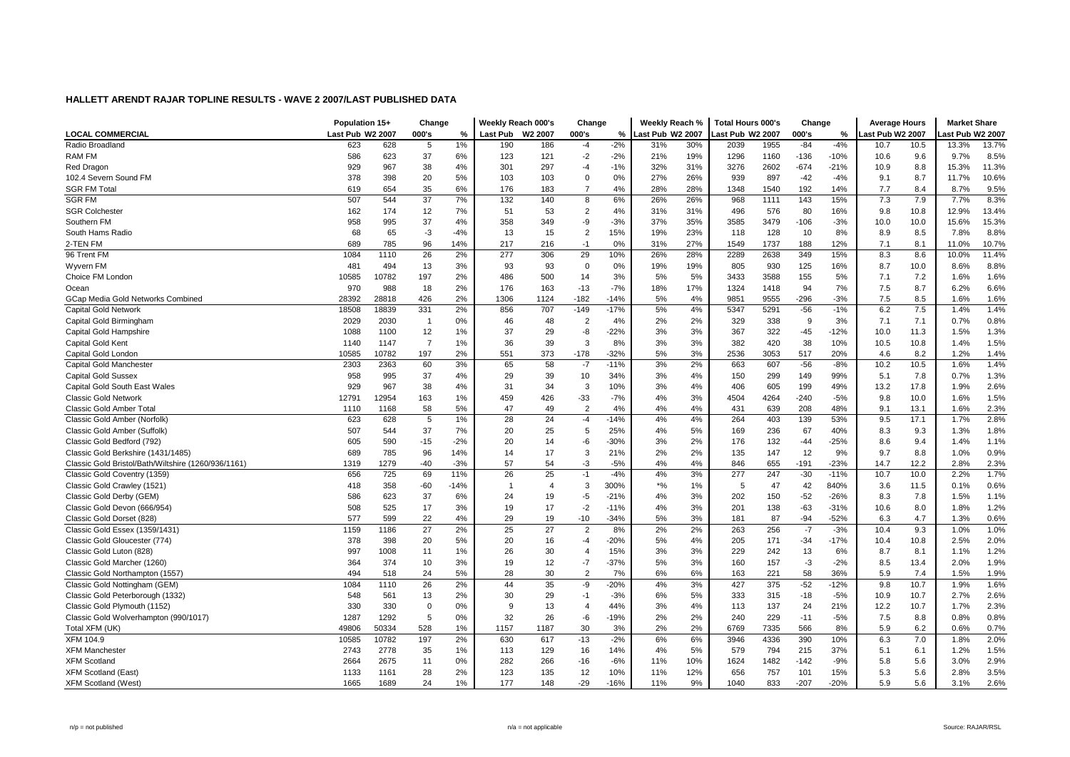## HALLETT ARENDT RAJAR TOPLINE RESULTS - WAVE 2 2007/LAST PUBLISHED DATA

| LOCAL COMMERCIAL | Population 15+ | | Change | | Weekly Reach 000's | | Change | | Weekly Reach % | | Total Hours 000's | | Change | | Average Hours | | Market Share | |
|---|---|---|---|---|---|---|---|---|---|---|---|---|---|---|---|---|---|---|
| | Last Pub | W2 2007 | 000's | % | Last Pub | W2 2007 | 000's | % | Last Pub | W2 2007 | Last Pub | W2 2007 | 000's | % | Last Pub | W2 2007 | Last Pub | W2 2007 |
| Radio Broadland | 623 | 628 | 5 | 1% | 190 | 186 | -4 | -2% | 31% | 30% | 2039 | 1955 | -84 | -4% | 10.7 | 10.5 | 13.3% | 13.7% |
| RAM FM | 586 | 623 | 37 | 6% | 123 | 121 | -2 | -2% | 21% | 19% | 1296 | 1160 | -136 | -10% | 10.6 | 9.6 | 9.7% | 8.5% |
| Red Dragon | 929 | 967 | 38 | 4% | 301 | 297 | -4 | -1% | 32% | 31% | 3276 | 2602 | -674 | -21% | 10.9 | 8.8 | 15.3% | 11.3% |
| 102.4 Severn Sound FM | 378 | 398 | 20 | 5% | 103 | 103 | 0 | 0% | 27% | 26% | 939 | 897 | -42 | -4% | 9.1 | 8.7 | 11.7% | 10.6% |
| SGR FM Total | 619 | 654 | 35 | 6% | 176 | 183 | 7 | 4% | 28% | 28% | 1348 | 1540 | 192 | 14% | 7.7 | 8.4 | 8.7% | 9.5% |
| SGR FM | 507 | 544 | 37 | 7% | 132 | 140 | 8 | 6% | 26% | 26% | 968 | 1111 | 143 | 15% | 7.3 | 7.9 | 7.7% | 8.3% |
| SGR Colchester | 162 | 174 | 12 | 7% | 51 | 53 | 2 | 4% | 31% | 31% | 496 | 576 | 80 | 16% | 9.8 | 10.8 | 12.9% | 13.4% |
| Southern FM | 958 | 995 | 37 | 4% | 358 | 349 | -9 | -3% | 37% | 35% | 3585 | 3479 | -106 | -3% | 10.0 | 10.0 | 15.6% | 15.3% |
| South Hams Radio | 68 | 65 | -3 | -4% | 13 | 15 | 2 | 15% | 19% | 23% | 118 | 128 | 10 | 8% | 8.9 | 8.5 | 7.8% | 8.8% |
| 2-TEN FM | 689 | 785 | 96 | 14% | 217 | 216 | -1 | 0% | 31% | 27% | 1549 | 1737 | 188 | 12% | 7.1 | 8.1 | 11.0% | 10.7% |
| 96 Trent FM | 1084 | 1110 | 26 | 2% | 277 | 306 | 29 | 10% | 26% | 28% | 2289 | 2638 | 349 | 15% | 8.3 | 8.6 | 10.0% | 11.4% |
| Wyvern FM | 481 | 494 | 13 | 3% | 93 | 93 | 0 | 0% | 19% | 19% | 805 | 930 | 125 | 16% | 8.7 | 10.0 | 8.6% | 8.8% |
| Choice FM London | 10585 | 10782 | 197 | 2% | 486 | 500 | 14 | 3% | 5% | 5% | 3433 | 3588 | 155 | 5% | 7.1 | 7.2 | 1.6% | 1.6% |
| Ocean | 970 | 988 | 18 | 2% | 176 | 163 | -13 | -7% | 18% | 17% | 1324 | 1418 | 94 | 7% | 7.5 | 8.7 | 6.2% | 6.6% |
| GCap Media Gold Networks Combined | 28392 | 28818 | 426 | 2% | 1306 | 1124 | -182 | -14% | 5% | 4% | 9851 | 9555 | -296 | -3% | 7.5 | 8.5 | 1.6% | 1.6% |
| Capital Gold Network | 18508 | 18839 | 331 | 2% | 856 | 707 | -149 | -17% | 5% | 4% | 5347 | 5291 | -56 | -1% | 6.2 | 7.5 | 1.4% | 1.4% |
| Capital Gold Birmingham | 2029 | 2030 | 1 | 0% | 46 | 48 | 2 | 4% | 2% | 2% | 329 | 338 | 9 | 3% | 7.1 | 7.1 | 0.7% | 0.8% |
| Capital Gold Hampshire | 1088 | 1100 | 12 | 1% | 37 | 29 | -8 | -22% | 3% | 3% | 367 | 322 | -45 | -12% | 10.0 | 11.3 | 1.5% | 1.3% |
| Capital Gold Kent | 1140 | 1147 | 7 | 1% | 36 | 39 | 3 | 8% | 3% | 3% | 382 | 420 | 38 | 10% | 10.5 | 10.8 | 1.4% | 1.5% |
| Capital Gold London | 10585 | 10782 | 197 | 2% | 551 | 373 | -178 | -32% | 5% | 3% | 2536 | 3053 | 517 | 20% | 4.6 | 8.2 | 1.2% | 1.4% |
| Capital Gold Manchester | 2303 | 2363 | 60 | 3% | 65 | 58 | -7 | -11% | 3% | 2% | 663 | 607 | -56 | -8% | 10.2 | 10.5 | 1.6% | 1.4% |
| Capital Gold Sussex | 958 | 995 | 37 | 4% | 29 | 39 | 10 | 34% | 3% | 4% | 150 | 299 | 149 | 99% | 5.1 | 7.8 | 0.7% | 1.3% |
| Capital Gold South East Wales | 929 | 967 | 38 | 4% | 31 | 34 | 3 | 10% | 3% | 4% | 406 | 605 | 199 | 49% | 13.2 | 17.8 | 1.9% | 2.6% |
| Classic Gold Network | 12791 | 12954 | 163 | 1% | 459 | 426 | -33 | -7% | 4% | 3% | 4504 | 4264 | -240 | -5% | 9.8 | 10.0 | 1.6% | 1.5% |
| Classic Gold Amber Total | 1110 | 1168 | 58 | 5% | 47 | 49 | 2 | 4% | 4% | 4% | 431 | 639 | 208 | 48% | 9.1 | 13.1 | 1.6% | 2.3% |
| Classic Gold Amber (Norfolk) | 623 | 628 | 5 | 1% | 28 | 24 | -4 | -14% | 4% | 4% | 264 | 403 | 139 | 53% | 9.5 | 17.1 | 1.7% | 2.8% |
| Classic Gold Amber (Suffolk) | 507 | 544 | 37 | 7% | 20 | 25 | 5 | 25% | 4% | 5% | 169 | 236 | 67 | 40% | 8.3 | 9.3 | 1.3% | 1.8% |
| Classic Gold Bedford (792) | 605 | 590 | -15 | -2% | 20 | 14 | -6 | -30% | 3% | 2% | 176 | 132 | -44 | -25% | 8.6 | 9.4 | 1.4% | 1.1% |
| Classic Gold Berkshire (1431/1485) | 689 | 785 | 96 | 14% | 14 | 17 | 3 | 21% | 2% | 2% | 135 | 147 | 12 | 9% | 9.7 | 8.8 | 1.0% | 0.9% |
| Classic Gold Bristol/Bath/Wiltshire (1260/936/1161) | 1319 | 1279 | -40 | -3% | 57 | 54 | -3 | -5% | 4% | 4% | 846 | 655 | -191 | -23% | 14.7 | 12.2 | 2.8% | 2.3% |
| Classic Gold Coventry (1359) | 656 | 725 | 69 | 11% | 26 | 25 | -1 | -4% | 4% | 3% | 277 | 247 | -30 | -11% | 10.7 | 10.0 | 2.2% | 1.7% |
| Classic Gold Crawley (1521) | 418 | 358 | -60 | -14% | 1 | 4 | 3 | 300% | *% | 1% | 5 | 47 | 42 | 840% | 3.6 | 11.5 | 0.1% | 0.6% |
| Classic Gold Derby (GEM) | 586 | 623 | 37 | 6% | 24 | 19 | -5 | -21% | 4% | 3% | 202 | 150 | -52 | -26% | 8.3 | 7.8 | 1.5% | 1.1% |
| Classic Gold Devon (666/954) | 508 | 525 | 17 | 3% | 19 | 17 | -2 | -11% | 4% | 3% | 201 | 138 | -63 | -31% | 10.6 | 8.0 | 1.8% | 1.2% |
| Classic Gold Dorset (828) | 577 | 599 | 22 | 4% | 29 | 19 | -10 | -34% | 5% | 3% | 181 | 87 | -94 | -52% | 6.3 | 4.7 | 1.3% | 0.6% |
| Classic Gold Essex (1359/1431) | 1159 | 1186 | 27 | 2% | 25 | 27 | 2 | 8% | 2% | 2% | 263 | 256 | -7 | -3% | 10.4 | 9.3 | 1.0% | 1.0% |
| Classic Gold Gloucester (774) | 378 | 398 | 20 | 5% | 20 | 16 | -4 | -20% | 5% | 4% | 205 | 171 | -34 | -17% | 10.4 | 10.8 | 2.5% | 2.0% |
| Classic Gold Luton (828) | 997 | 1008 | 11 | 1% | 26 | 30 | 4 | 15% | 3% | 3% | 229 | 242 | 13 | 6% | 8.7 | 8.1 | 1.1% | 1.2% |
| Classic Gold Marcher (1260) | 364 | 374 | 10 | 3% | 19 | 12 | -7 | -37% | 5% | 3% | 160 | 157 | -3 | -2% | 8.5 | 13.4 | 2.0% | 1.9% |
| Classic Gold Northampton (1557) | 494 | 518 | 24 | 5% | 28 | 30 | 2 | 7% | 6% | 6% | 163 | 221 | 58 | 36% | 5.9 | 7.4 | 1.5% | 1.9% |
| Classic Gold Nottingham (GEM) | 1084 | 1110 | 26 | 2% | 44 | 35 | -9 | -20% | 4% | 3% | 427 | 375 | -52 | -12% | 9.8 | 10.7 | 1.9% | 1.6% |
| Classic Gold Peterborough (1332) | 548 | 561 | 13 | 2% | 30 | 29 | -1 | -3% | 6% | 5% | 333 | 315 | -18 | -5% | 10.9 | 10.7 | 2.7% | 2.6% |
| Classic Gold Plymouth (1152) | 330 | 330 | 0 | 0% | 9 | 13 | 4 | 44% | 3% | 4% | 113 | 137 | 24 | 21% | 12.2 | 10.7 | 1.7% | 2.3% |
| Classic Gold Wolverhampton (990/1017) | 1287 | 1292 | 5 | 0% | 32 | 26 | -6 | -19% | 2% | 2% | 240 | 229 | -11 | -5% | 7.5 | 8.8 | 0.8% | 0.8% |
| Total XFM (UK) | 49806 | 50334 | 528 | 1% | 1157 | 1187 | 30 | 3% | 2% | 2% | 6769 | 7335 | 566 | 8% | 5.9 | 6.2 | 0.6% | 0.7% |
| XFM 104.9 | 10585 | 10782 | 197 | 2% | 630 | 617 | -13 | -2% | 6% | 6% | 3946 | 4336 | 390 | 10% | 6.3 | 7.0 | 1.8% | 2.0% |
| XFM Manchester | 2743 | 2778 | 35 | 1% | 113 | 129 | 16 | 14% | 4% | 5% | 579 | 794 | 215 | 37% | 5.1 | 6.1 | 1.2% | 1.5% |
| XFM Scotland | 2664 | 2675 | 11 | 0% | 282 | 266 | -16 | -6% | 11% | 10% | 1624 | 1482 | -142 | -9% | 5.8 | 5.6 | 3.0% | 2.9% |
| XFM Scotland (East) | 1133 | 1161 | 28 | 2% | 123 | 135 | 12 | 10% | 11% | 12% | 656 | 757 | 101 | 15% | 5.3 | 5.6 | 2.8% | 3.5% |
| XFM Scotland (West) | 1665 | 1689 | 24 | 1% | 177 | 148 | -29 | -16% | 11% | 9% | 1040 | 833 | -207 | -20% | 5.9 | 5.6 | 3.1% | 2.6% |

n/p = not published    n/a = not applicable    Source: RAJAR/RSL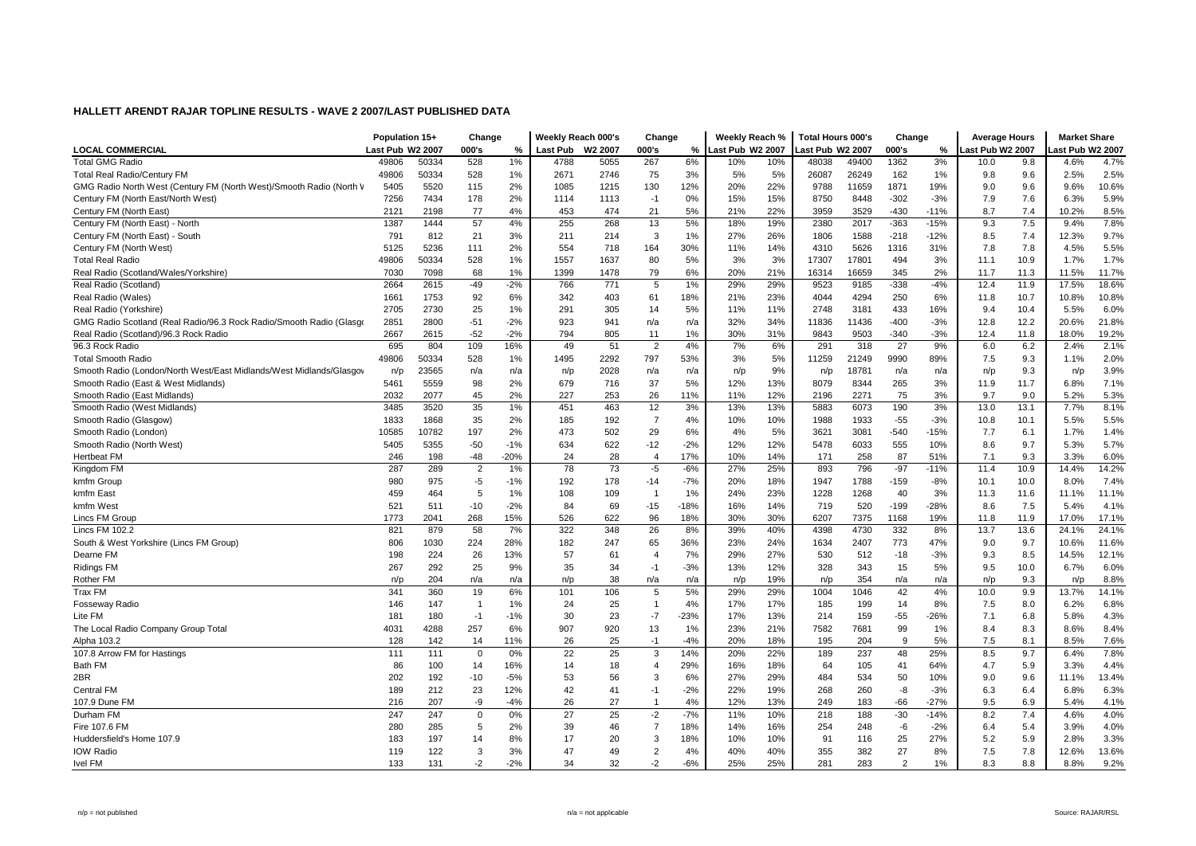# HALLETT ARENDT RAJAR TOPLINE RESULTS - WAVE 2 2007/LAST PUBLISHED DATA

| LOCAL COMMERCIAL | Population 15+ Last Pub | Population 15+ W2 2007 | Change 000's | Change % | Weekly Reach 000's Last Pub | Weekly Reach 000's W2 2007 | Change 000's | Change % | Weekly Reach % Last Pub | Weekly Reach % W2 2007 | Total Hours 000's Last Pub | Total Hours 000's W2 2007 | Change 000's | Change % | Average Hours Last Pub | Average Hours W2 2007 | Market Share Last Pub | Market Share W2 2007 |
|---|---|---|---|---|---|---|---|---|---|---|---|---|---|---|---|---|---|---|
| Total GMG Radio | 49806 | 50334 | 528 | 1% | 4788 | 5055 | 267 | 6% | 10% | 10% | 48038 | 49400 | 1362 | 3% | 10.0 | 9.8 | 4.6% | 4.7% |
| Total Real Radio/Century FM | 49806 | 50334 | 528 | 1% | 2671 | 2746 | 75 | 3% | 5% | 5% | 26087 | 26249 | 162 | 1% | 9.8 | 9.6 | 2.5% | 2.5% |
| GMG Radio North West (Century FM (North West)/Smooth Radio (North W | 5405 | 5520 | 115 | 2% | 1085 | 1215 | 130 | 12% | 20% | 22% | 9788 | 11659 | 1871 | 19% | 9.0 | 9.6 | 9.6% | 10.6% |
| Century FM (North East/North West) | 7256 | 7434 | 178 | 2% | 1114 | 1113 | -1 | 0% | 15% | 15% | 8750 | 8448 | -302 | -3% | 7.9 | 7.6 | 6.3% | 5.9% |
| Century FM (North East) | 2121 | 2198 | 77 | 4% | 453 | 474 | 21 | 5% | 21% | 22% | 3959 | 3529 | -430 | -11% | 8.7 | 7.4 | 10.2% | 8.5% |
| Century FM (North East) - North | 1387 | 1444 | 57 | 4% | 255 | 268 | 13 | 5% | 18% | 19% | 2380 | 2017 | -363 | -15% | 9.3 | 7.5 | 9.4% | 7.8% |
| Century FM (North East) - South | 791 | 812 | 21 | 3% | 211 | 214 | 3 | 1% | 27% | 26% | 1806 | 1588 | -218 | -12% | 8.5 | 7.4 | 12.3% | 9.7% |
| Century FM (North West) | 5125 | 5236 | 111 | 2% | 554 | 718 | 164 | 30% | 11% | 14% | 4310 | 5626 | 1316 | 31% | 7.8 | 7.8 | 4.5% | 5.5% |
| Total Real Radio | 49806 | 50334 | 528 | 1% | 1557 | 1637 | 80 | 5% | 3% | 3% | 17307 | 17801 | 494 | 3% | 11.1 | 10.9 | 1.7% | 1.7% |
| Real Radio (Scotland/Wales/Yorkshire) | 7030 | 7098 | 68 | 1% | 1399 | 1478 | 79 | 6% | 20% | 21% | 16314 | 16659 | 345 | 2% | 11.7 | 11.3 | 11.5% | 11.7% |
| Real Radio (Scotland) | 2664 | 2615 | -49 | -2% | 766 | 771 | 5 | 1% | 29% | 29% | 9523 | 9185 | -338 | -4% | 12.4 | 11.9 | 17.5% | 18.6% |
| Real Radio (Wales) | 1661 | 1753 | 92 | 6% | 342 | 403 | 61 | 18% | 21% | 23% | 4044 | 4294 | 250 | 6% | 11.8 | 10.7 | 10.8% | 10.8% |
| Real Radio (Yorkshire) | 2705 | 2730 | 25 | 1% | 291 | 305 | 14 | 5% | 11% | 11% | 2748 | 3181 | 433 | 16% | 9.4 | 10.4 | 5.5% | 6.0% |
| GMG Radio Scotland (Real Radio/96.3 Rock Radio/Smooth Radio (Glasgo | 2851 | 2800 | -51 | -2% | 923 | 941 | n/a | n/a | 32% | 34% | 11836 | 11436 | -400 | -3% | 12.8 | 12.2 | 20.6% | 21.8% |
| Real Radio (Scotland)/96.3 Rock Radio | 2667 | 2615 | -52 | -2% | 794 | 805 | 11 | 1% | 30% | 31% | 9843 | 9503 | -340 | -3% | 12.4 | 11.8 | 18.0% | 19.2% |
| 96.3 Rock Radio | 695 | 804 | 109 | 16% | 49 | 51 | 2 | 4% | 7% | 6% | 291 | 318 | 27 | 9% | 6.0 | 6.2 | 2.4% | 2.1% |
| Total Smooth Radio | 49806 | 50334 | 528 | 1% | 1495 | 2292 | 797 | 53% | 3% | 5% | 11259 | 21249 | 9990 | 89% | 7.5 | 9.3 | 1.1% | 2.0% |
| Smooth Radio (London/North West/East Midlands/West Midlands/Glasgov | n/p | 23565 | n/a | n/a | n/p | 2028 | n/a | n/a | n/p | 9% | n/p | 18781 | n/a | n/a | n/p | 9.3 | n/p | 3.9% |
| Smooth Radio (East & West Midlands) | 5461 | 5559 | 98 | 2% | 679 | 716 | 37 | 5% | 12% | 13% | 8079 | 8344 | 265 | 3% | 11.9 | 11.7 | 6.8% | 7.1% |
| Smooth Radio (East Midlands) | 2032 | 2077 | 45 | 2% | 227 | 253 | 26 | 11% | 11% | 12% | 2196 | 2271 | 75 | 3% | 9.7 | 9.0 | 5.2% | 5.3% |
| Smooth Radio (West Midlands) | 3485 | 3520 | 35 | 1% | 451 | 463 | 12 | 3% | 13% | 13% | 5883 | 6073 | 190 | 3% | 13.0 | 13.1 | 7.7% | 8.1% |
| Smooth Radio (Glasgow) | 1833 | 1868 | 35 | 2% | 185 | 192 | 7 | 4% | 10% | 10% | 1988 | 1933 | -55 | -3% | 10.8 | 10.1 | 5.5% | 5.5% |
| Smooth Radio (London) | 10585 | 10782 | 197 | 2% | 473 | 502 | 29 | 6% | 4% | 5% | 3621 | 3081 | -540 | -15% | 7.7 | 6.1 | 1.7% | 1.4% |
| Smooth Radio (North West) | 5405 | 5355 | -50 | -1% | 634 | 622 | -12 | -2% | 12% | 12% | 5478 | 6033 | 555 | 10% | 8.6 | 9.7 | 5.3% | 5.7% |
| Hertbeat FM | 246 | 198 | -48 | -20% | 24 | 28 | 4 | 17% | 10% | 14% | 171 | 258 | 87 | 51% | 7.1 | 9.3 | 3.3% | 6.0% |
| Kingdom FM | 287 | 289 | 2 | 1% | 78 | 73 | -5 | -6% | 27% | 25% | 893 | 796 | -97 | -11% | 11.4 | 10.9 | 14.4% | 14.2% |
| kmfm Group | 980 | 975 | -5 | -1% | 192 | 178 | -14 | -7% | 20% | 18% | 1947 | 1788 | -159 | -8% | 10.1 | 10.0 | 8.0% | 7.4% |
| kmfm East | 459 | 464 | 5 | 1% | 108 | 109 | 1 | 1% | 24% | 23% | 1228 | 1268 | 40 | 3% | 11.3 | 11.6 | 11.1% | 11.1% |
| kmfm West | 521 | 511 | -10 | -2% | 84 | 69 | -15 | -18% | 16% | 14% | 719 | 520 | -199 | -28% | 8.6 | 7.5 | 5.4% | 4.1% |
| Lincs FM Group | 1773 | 2041 | 268 | 15% | 526 | 622 | 96 | 18% | 30% | 30% | 6207 | 7375 | 1168 | 19% | 11.8 | 11.9 | 17.0% | 17.1% |
| Lincs FM 102.2 | 821 | 879 | 58 | 7% | 322 | 348 | 26 | 8% | 39% | 40% | 4398 | 4730 | 332 | 8% | 13.7 | 13.6 | 24.1% | 24.1% |
| South & West Yorkshire (Lincs FM Group) | 806 | 1030 | 224 | 28% | 182 | 247 | 65 | 36% | 23% | 24% | 1634 | 2407 | 773 | 47% | 9.0 | 9.7 | 10.6% | 11.6% |
| Dearne FM | 198 | 224 | 26 | 13% | 57 | 61 | 4 | 7% | 29% | 27% | 530 | 512 | -18 | -3% | 9.3 | 8.5 | 14.5% | 12.1% |
| Ridings FM | 267 | 292 | 25 | 9% | 35 | 34 | -1 | -3% | 13% | 12% | 328 | 343 | 15 | 5% | 9.5 | 10.0 | 6.7% | 6.0% |
| Rother FM | n/p | 204 | n/a | n/a | n/p | 38 | n/a | n/a | n/p | 19% | n/p | 354 | n/a | n/a | n/p | 9.3 | n/p | 8.8% |
| Trax FM | 341 | 360 | 19 | 6% | 101 | 106 | 5 | 5% | 29% | 29% | 1004 | 1046 | 42 | 4% | 10.0 | 9.9 | 13.7% | 14.1% |
| Fosseway Radio | 146 | 147 | 1 | 1% | 24 | 25 | 1 | 4% | 17% | 17% | 185 | 199 | 14 | 8% | 7.5 | 8.0 | 6.2% | 6.8% |
| Lite FM | 181 | 180 | -1 | -1% | 30 | 23 | -7 | -23% | 17% | 13% | 214 | 159 | -55 | -26% | 7.1 | 6.8 | 5.8% | 4.3% |
| The Local Radio Company Group Total | 4031 | 4288 | 257 | 6% | 907 | 920 | 13 | 1% | 23% | 21% | 7582 | 7681 | 99 | 1% | 8.4 | 8.3 | 8.6% | 8.4% |
| Alpha 103.2 | 128 | 142 | 14 | 11% | 26 | 25 | -1 | -4% | 20% | 18% | 195 | 204 | 9 | 5% | 7.5 | 8.1 | 8.5% | 7.6% |
| 107.8 Arrow FM for Hastings | 111 | 111 | 0 | 0% | 22 | 25 | 3 | 14% | 20% | 22% | 189 | 237 | 48 | 25% | 8.5 | 9.7 | 6.4% | 7.8% |
| Bath FM | 86 | 100 | 14 | 16% | 14 | 18 | 4 | 29% | 16% | 18% | 64 | 105 | 41 | 64% | 4.7 | 5.9 | 3.3% | 4.4% |
| 2BR | 202 | 192 | -10 | -5% | 53 | 56 | 3 | 6% | 27% | 29% | 484 | 534 | 50 | 10% | 9.0 | 9.6 | 11.1% | 13.4% |
| Central FM | 189 | 212 | 23 | 12% | 42 | 41 | -1 | -2% | 22% | 19% | 268 | 260 | -8 | -3% | 6.3 | 6.4 | 6.8% | 6.3% |
| 107.9 Dune FM | 216 | 207 | -9 | -4% | 26 | 27 | 1 | 4% | 12% | 13% | 249 | 183 | -66 | -27% | 9.5 | 6.9 | 5.4% | 4.1% |
| Durham FM | 247 | 247 | 0 | 0% | 27 | 25 | -2 | -7% | 11% | 10% | 218 | 188 | -30 | -14% | 8.2 | 7.4 | 4.6% | 4.0% |
| Fire 107.6 FM | 280 | 285 | 5 | 2% | 39 | 46 | 7 | 18% | 14% | 16% | 254 | 248 | -6 | -2% | 6.4 | 5.4 | 3.9% | 4.0% |
| Huddersfield's Home 107.9 | 183 | 197 | 14 | 8% | 17 | 20 | 3 | 18% | 10% | 10% | 91 | 116 | 25 | 27% | 5.2 | 5.9 | 2.8% | 3.3% |
| IOW Radio | 119 | 122 | 3 | 3% | 47 | 49 | 2 | 4% | 40% | 40% | 355 | 382 | 27 | 8% | 7.5 | 7.8 | 12.6% | 13.6% |
| Ivel FM | 133 | 131 | -2 | -2% | 34 | 32 | -2 | -6% | 25% | 25% | 281 | 283 | 2 | 1% | 8.3 | 8.8 | 8.8% | 9.2% |

n/p = not published    n/a = not applicable    Source: RAJAR/RSL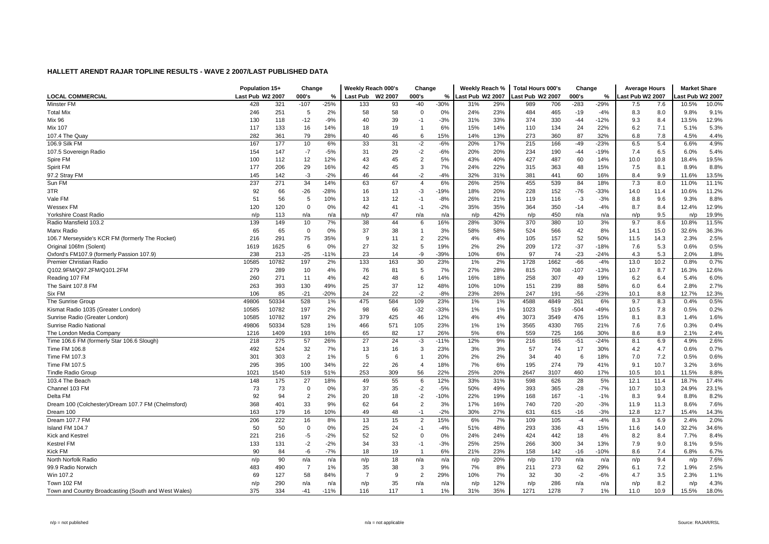## HALLETT ARENDT RAJAR TOPLINE RESULTS - WAVE 2 2007/LAST PUBLISHED DATA

| | Population 15+ | | Change | | Weekly Reach 000's | | Change | | Weekly Reach % | | Total Hours 000's | | Change | | Average Hours | | Market Share | |
|---|---|---|---|---|---|---|---|---|---|---|---|---|---|---|---|---|---|---|
| LOCAL COMMERCIAL | Last Pub | W2 2007 | 000's | % | Last Pub | W2 2007 | 000's | % | Last Pub | W2 2007 | Last Pub | W2 2007 | 000's | % | Last Pub | W2 2007 | Last Pub | W2 2007 |
| Minster FM | 428 | 321 | -107 | -25% | 133 | 93 | -40 | -30% | 31% | 29% | 989 | 706 | -283 | -29% | 7.5 | 7.6 | 10.5% | 10.0% |
| Total Mix | 246 | 251 | 5 | 2% | 58 | 58 | 0 | 0% | 24% | 23% | 484 | 465 | -19 | -4% | 8.3 | 8.0 | 9.8% | 9.1% |
| Mix 96 | 130 | 118 | -12 | -9% | 40 | 39 | -1 | -3% | 31% | 33% | 374 | 330 | -44 | -12% | 9.3 | 8.4 | 13.5% | 12.9% |
| Mix 107 | 117 | 133 | 16 | 14% | 18 | 19 | 1 | 6% | 15% | 14% | 110 | 134 | 24 | 22% | 6.2 | 7.1 | 5.1% | 5.3% |
| 107.4 The Quay | 282 | 361 | 79 | 28% | 40 | 46 | 6 | 15% | 14% | 13% | 273 | 360 | 87 | 32% | 6.8 | 7.8 | 4.5% | 4.4% |
| 106.9 Silk FM | 167 | 177 | 10 | 6% | 33 | 31 | -2 | -6% | 20% | 17% | 215 | 166 | -49 | -23% | 6.5 | 5.4 | 6.6% | 4.9% |
| 107.5 Sovereign Radio | 154 | 147 | -7 | -5% | 31 | 29 | -2 | -6% | 20% | 20% | 234 | 190 | -44 | -19% | 7.4 | 6.5 | 6.0% | 5.4% |
| Spire FM | 100 | 112 | 12 | 12% | 43 | 45 | 2 | 5% | 43% | 40% | 427 | 487 | 60 | 14% | 10.0 | 10.8 | 18.4% | 19.5% |
| Spirit FM | 177 | 206 | 29 | 16% | 42 | 45 | 3 | 7% | 24% | 22% | 315 | 363 | 48 | 15% | 7.5 | 8.1 | 8.9% | 8.8% |
| 97.2 Stray FM | 145 | 142 | -3 | -2% | 46 | 44 | -2 | -4% | 32% | 31% | 381 | 441 | 60 | 16% | 8.4 | 9.9 | 11.6% | 13.5% |
| Sun FM | 237 | 271 | 34 | 14% | 63 | 67 | 4 | 6% | 26% | 25% | 455 | 539 | 84 | 18% | 7.3 | 8.0 | 11.0% | 11.1% |
| 3TR | 92 | 66 | -26 | -28% | 16 | 13 | -3 | -19% | 18% | 20% | 228 | 152 | -76 | -33% | 14.0 | 11.4 | 10.6% | 11.2% |
| Vale FM | 51 | 56 | 5 | 10% | 13 | 12 | -1 | -8% | 26% | 21% | 119 | 116 | -3 | -3% | 8.8 | 9.6 | 9.3% | 8.8% |
| Wessex FM | 120 | 120 | 0 | 0% | 42 | 41 | -1 | -2% | 35% | 35% | 364 | 350 | -14 | -4% | 8.7 | 8.4 | 12.4% | 12.9% |
| Yorkshire Coast Radio | n/p | 113 | n/a | n/a | n/p | 47 | n/a | n/a | n/p | 42% | n/p | 450 | n/a | n/a | n/p | 9.5 | n/p | 19.9% |
| Radio Mansfield 103.2 | 139 | 149 | 10 | 7% | 38 | 44 | 6 | 16% | 28% | 30% | 370 | 380 | 10 | 3% | 9.7 | 8.6 | 10.8% | 11.5% |
| Manx Radio | 65 | 65 | 0 | 0% | 37 | 38 | 1 | 3% | 58% | 58% | 524 | 566 | 42 | 8% | 14.1 | 15.0 | 32.6% | 36.3% |
| 106.7 Merseyside's KCR FM (formerly The Rocket) | 216 | 291 | 75 | 35% | 9 | 11 | 2 | 22% | 4% | 4% | 105 | 157 | 52 | 50% | 11.5 | 14.3 | 2.3% | 2.5% |
| Original 106fm (Solent) | 1619 | 1625 | 6 | 0% | 27 | 32 | 5 | 19% | 2% | 2% | 209 | 172 | -37 | -18% | 7.6 | 5.3 | 0.6% | 0.5% |
| Oxford's FM107.9 (formerly Passion 107.9) | 238 | 213 | -25 | -11% | 23 | 14 | -9 | -39% | 10% | 6% | 97 | 74 | -23 | -24% | 4.3 | 5.3 | 2.0% | 1.8% |
| Premier Christian Radio | 10585 | 10782 | 197 | 2% | 133 | 163 | 30 | 23% | 1% | 2% | 1728 | 1662 | -66 | -4% | 13.0 | 10.2 | 0.8% | 0.7% |
| Q102.9FM/Q97.2FM/Q101.2FM | 279 | 289 | 10 | 4% | 76 | 81 | 5 | 7% | 27% | 28% | 815 | 708 | -107 | -13% | 10.7 | 8.7 | 16.3% | 12.6% |
| Reading 107 FM | 260 | 271 | 11 | 4% | 42 | 48 | 6 | 14% | 16% | 18% | 258 | 307 | 49 | 19% | 6.2 | 6.4 | 5.4% | 6.0% |
| The Saint 107.8 FM | 263 | 393 | 130 | 49% | 25 | 37 | 12 | 48% | 10% | 10% | 151 | 239 | 88 | 58% | 6.0 | 6.4 | 2.8% | 2.7% |
| Six FM | 106 | 85 | -21 | -20% | 24 | 22 | -2 | -8% | 23% | 26% | 247 | 191 | -56 | -23% | 10.1 | 8.8 | 12.7% | 12.3% |
| The Sunrise Group | 49806 | 50334 | 528 | 1% | 475 | 584 | 109 | 23% | 1% | 1% | 4588 | 4849 | 261 | 6% | 9.7 | 8.3 | 0.4% | 0.5% |
| Kismat Radio 1035 (Greater London) | 10585 | 10782 | 197 | 2% | 98 | 66 | -32 | -33% | 1% | 1% | 1023 | 519 | -504 | -49% | 10.5 | 7.8 | 0.5% | 0.2% |
| Sunrise Radio (Greater London) | 10585 | 10782 | 197 | 2% | 379 | 425 | 46 | 12% | 4% | 4% | 3073 | 3549 | 476 | 15% | 8.1 | 8.3 | 1.4% | 1.6% |
| Sunrise Radio National | 49806 | 50334 | 528 | 1% | 466 | 571 | 105 | 23% | 1% | 1% | 3565 | 4330 | 765 | 21% | 7.6 | 7.6 | 0.3% | 0.4% |
| The London Media Company | 1216 | 1409 | 193 | 16% | 65 | 82 | 17 | 26% | 5% | 6% | 559 | 725 | 166 | 30% | 8.6 | 8.9 | 2.1% | 2.4% |
| Time 106.6 FM (formerly Star 106.6 Slough) | 218 | 275 | 57 | 26% | 27 | 24 | -3 | -11% | 12% | 9% | 216 | 165 | -51 | -24% | 8.1 | 6.9 | 4.9% | 2.6% |
| Time FM 106.8 | 492 | 524 | 32 | 7% | 13 | 16 | 3 | 23% | 3% | 3% | 57 | 74 | 17 | 30% | 4.2 | 4.7 | 0.6% | 0.7% |
| Time FM 107.3 | 301 | 303 | 2 | 1% | 5 | 6 | 1 | 20% | 2% | 2% | 34 | 40 | 6 | 18% | 7.0 | 7.2 | 0.5% | 0.6% |
| Time FM 107.5 | 295 | 395 | 100 | 34% | 22 | 26 | 4 | 18% | 7% | 6% | 195 | 274 | 79 | 41% | 9.1 | 10.7 | 3.2% | 3.6% |
| Tindle Radio Group | 1021 | 1540 | 519 | 51% | 253 | 309 | 56 | 22% | 25% | 20% | 2647 | 3107 | 460 | 17% | 10.5 | 10.1 | 11.5% | 8.8% |
| 103.4 The Beach | 148 | 175 | 27 | 18% | 49 | 55 | 6 | 12% | 33% | 31% | 598 | 626 | 28 | 5% | 12.1 | 11.4 | 18.7% | 17.4% |
| Channel 103 FM | 73 | 73 | 0 | 0% | 37 | 35 | -2 | -5% | 50% | 49% | 393 | 365 | -28 | -7% | 10.7 | 10.3 | 24.9% | 23.1% |
| Delta FM | 92 | 94 | 2 | 2% | 20 | 18 | -2 | -10% | 22% | 19% | 168 | 167 | -1 | -1% | 8.3 | 9.4 | 8.8% | 8.2% |
| Dream 100 (Colchester)/Dream 107.7 FM (Chelmsford) | 368 | 401 | 33 | 9% | 62 | 64 | 2 | 3% | 17% | 16% | 740 | 720 | -20 | -3% | 11.9 | 11.3 | 8.6% | 7.6% |
| Dream 100 | 163 | 179 | 16 | 10% | 49 | 48 | -1 | -2% | 30% | 27% | 631 | 615 | -16 | -3% | 12.8 | 12.7 | 15.4% | 14.3% |
| Dream 107.7 FM | 206 | 222 | 16 | 8% | 13 | 15 | 2 | 15% | 6% | 7% | 109 | 105 | -4 | -4% | 8.3 | 6.9 | 2.4% | 2.0% |
| Island FM 104.7 | 50 | 50 | 0 | 0% | 25 | 24 | -1 | -4% | 51% | 48% | 293 | 336 | 43 | 15% | 11.6 | 14.0 | 32.2% | 34.6% |
| Kick and Kestrel | 221 | 216 | -5 | -2% | 52 | 52 | 0 | 0% | 24% | 24% | 424 | 442 | 18 | 4% | 8.2 | 8.4 | 7.7% | 8.4% |
| Kestrel FM | 133 | 131 | -2 | -2% | 34 | 33 | -1 | -3% | 25% | 25% | 266 | 300 | 34 | 13% | 7.9 | 9.0 | 8.1% | 9.5% |
| Kick FM | 90 | 84 | -6 | -7% | 18 | 19 | 1 | 6% | 21% | 23% | 158 | 142 | -16 | -10% | 8.6 | 7.4 | 6.8% | 6.7% |
| North Norfolk Radio | n/p | 90 | n/a | n/a | n/p | 18 | n/a | n/a | n/p | 20% | n/p | 170 | n/a | n/a | n/p | 9.4 | n/p | 7.6% |
| 99.9 Radio Norwich | 483 | 490 | 7 | 1% | 35 | 38 | 3 | 9% | 7% | 8% | 211 | 273 | 62 | 29% | 6.1 | 7.2 | 1.9% | 2.5% |
| Win 107.2 | 69 | 127 | 58 | 84% | 7 | 9 | 2 | 29% | 10% | 7% | 32 | 30 | -2 | -6% | 4.7 | 3.5 | 2.3% | 1.1% |
| Town 102 FM | n/p | 290 | n/a | n/a | n/p | 35 | n/a | n/a | n/p | 12% | n/p | 286 | n/a | n/a | n/p | 8.2 | n/p | 4.3% |
| Town and Country Broadcasting (South and West Wales) | 375 | 334 | -41 | -11% | 116 | 117 | 1 | 1% | 31% | 35% | 1271 | 1278 | 7 | 1% | 11.0 | 10.9 | 15.5% | 18.0% |

n/p = not published    n/a = not applicable    Source: RAJAR/RSL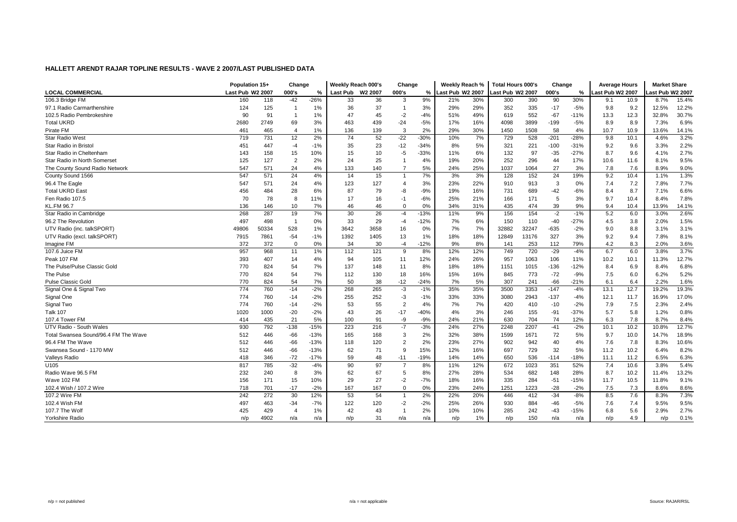## HALLETT AREND RAJAR TOPLINE RESULTS - WAVE 2 2007/LAST PUBLISHED DATA

| | Population 15+ | | Change | | Weekly Reach 000's | | Change | | Weekly Reach % | | Total Hours 000's | | Change | | Average Hours | | Market Share | |
|---|---|---|---|---|---|---|---|---|---|---|---|---|---|---|---|---|---|---|
| LOCAL COMMERCIAL | Last Pub | W2 2007 | 000's | % | Last Pub | W2 2007 | 000's | % | Last Pub | W2 2007 | Last Pub | W2 2007 | 000's | % | Last Pub | W2 2007 | Last Pub | W2 2007 |
| 106.3 Bridge FM | 160 | 118 | -42 | -26% | 33 | 36 | 3 | 9% | 21% | 30% | 300 | 390 | 90 | 30% | 9.1 | 10.9 | 8.7% | 15.4% |
| 97.1 Radio Carmarthenshire | 124 | 125 | 1 | 1% | 36 | 37 | 1 | 3% | 29% | 29% | 352 | 335 | -17 | -5% | 9.8 | 9.2 | 12.5% | 12.2% |
| 102.5 Radio Pembrokeshire | 90 | 91 | 1 | 1% | 47 | 45 | -2 | -4% | 51% | 49% | 619 | 552 | -67 | -11% | 13.3 | 12.3 | 32.8% | 30.7% |
| Total UKRD | 2680 | 2749 | 69 | 3% | 463 | 439 | -24 | -5% | 17% | 16% | 4098 | 3899 | -199 | -5% | 8.9 | 8.9 | 7.3% | 6.9% |
| Pirate FM | 461 | 465 | 4 | 1% | 136 | 139 | 3 | 2% | 29% | 30% | 1450 | 1508 | 58 | 4% | 10.7 | 10.9 | 13.6% | 14.1% |
| Star Radio West | 719 | 731 | 12 | 2% | 74 | 52 | -22 | -30% | 10% | 7% | 729 | 528 | -201 | -28% | 9.8 | 10.1 | 4.6% | 3.2% |
| Star Radio in Bristol | 451 | 447 | -4 | -1% | 35 | 23 | -12 | -34% | 8% | 5% | 321 | 221 | -100 | -31% | 9.2 | 9.6 | 3.3% | 2.2% |
| Star Radio in Cheltenham | 143 | 158 | 15 | 10% | 15 | 10 | -5 | -33% | 11% | 6% | 132 | 97 | -35 | -27% | 8.7 | 9.6 | 4.1% | 2.7% |
| Star Radio in North Somerset | 125 | 127 | 2 | 2% | 24 | 25 | 1 | 4% | 19% | 20% | 252 | 296 | 44 | 17% | 10.6 | 11.6 | 8.1% | 9.5% |
| The County Sound Radio Network | 547 | 571 | 24 | 4% | 133 | 140 | 7 | 5% | 24% | 25% | 1037 | 1064 | 27 | 3% | 7.8 | 7.6 | 8.9% | 9.0% |
| County Sound 1566 | 547 | 571 | 24 | 4% | 14 | 15 | 1 | 7% | 3% | 3% | 128 | 152 | 24 | 19% | 9.2 | 10.4 | 1.1% | 1.3% |
| 96.4 The Eagle | 547 | 571 | 24 | 4% | 123 | 127 | 4 | 3% | 23% | 22% | 910 | 913 | 3 | 0% | 7.4 | 7.2 | 7.8% | 7.7% |
| Total UKRD East | 456 | 484 | 28 | 6% | 87 | 79 | -8 | -9% | 19% | 16% | 731 | 689 | -42 | -6% | 8.4 | 8.7 | 7.1% | 6.6% |
| Fen Radio 107.5 | 70 | 78 | 8 | 11% | 17 | 16 | -1 | -6% | 25% | 21% | 166 | 171 | 5 | 3% | 9.7 | 10.4 | 8.4% | 7.8% |
| KL.FM 96.7 | 136 | 146 | 10 | 7% | 46 | 46 | 0 | 0% | 34% | 31% | 435 | 474 | 39 | 9% | 9.4 | 10.4 | 13.9% | 14.1% |
| Star Radio in Cambridge | 268 | 287 | 19 | 7% | 30 | 26 | -4 | -13% | 11% | 9% | 156 | 154 | -2 | -1% | 5.2 | 6.0 | 3.0% | 2.6% |
| 96.2 The Revolution | 497 | 498 | 1 | 0% | 33 | 29 | -4 | -12% | 7% | 6% | 150 | 110 | -40 | -27% | 4.5 | 3.8 | 2.0% | 1.5% |
| UTV Radio (inc. talkSPORT) | 49806 | 50334 | 528 | 1% | 3642 | 3658 | 16 | 0% | 7% | 7% | 32882 | 32247 | -635 | -2% | 9.0 | 8.8 | 3.1% | 3.1% |
| UTV Radio (excl. talkSPORT) | 7915 | 7861 | -54 | -1% | 1392 | 1405 | 13 | 1% | 18% | 18% | 12849 | 13176 | 327 | 3% | 9.2 | 9.4 | 7.8% | 8.1% |
| Imagine FM | 372 | 372 | 0 | 0% | 34 | 30 | -4 | -12% | 9% | 8% | 141 | 253 | 112 | 79% | 4.2 | 8.3 | 2.0% | 3.6% |
| 107.6 Juice FM | 957 | 968 | 11 | 1% | 112 | 121 | 9 | 8% | 12% | 12% | 749 | 720 | -29 | -4% | 6.7 | 6.0 | 3.8% | 3.7% |
| Peak 107 FM | 393 | 407 | 14 | 4% | 94 | 105 | 11 | 12% | 24% | 26% | 957 | 1063 | 106 | 11% | 10.2 | 10.1 | 11.3% | 12.7% |
| The Pulse/Pulse Classic Gold | 770 | 824 | 54 | 7% | 137 | 148 | 11 | 8% | 18% | 18% | 1151 | 1015 | -136 | -12% | 8.4 | 6.9 | 8.4% | 6.8% |
| The Pulse | 770 | 824 | 54 | 7% | 112 | 130 | 18 | 16% | 15% | 16% | 845 | 773 | -72 | -9% | 7.5 | 6.0 | 6.2% | 5.2% |
| Pulse Classic Gold | 770 | 824 | 54 | 7% | 50 | 38 | -12 | -24% | 7% | 5% | 307 | 241 | -66 | -21% | 6.1 | 6.4 | 2.2% | 1.6% |
| Signal One & Signal Two | 774 | 760 | -14 | -2% | 268 | 265 | -3 | -1% | 35% | 35% | 3500 | 3353 | -147 | -4% | 13.1 | 12.7 | 19.2% | 19.3% |
| Signal One | 774 | 760 | -14 | -2% | 255 | 252 | -3 | -1% | 33% | 33% | 3080 | 2943 | -137 | -4% | 12.1 | 11.7 | 16.9% | 17.0% |
| Signal Two | 774 | 760 | -14 | -2% | 53 | 55 | 2 | 4% | 7% | 7% | 420 | 410 | -10 | -2% | 7.9 | 7.5 | 2.3% | 2.4% |
| Talk 107 | 1020 | 1000 | -20 | -2% | 43 | 26 | -17 | -40% | 4% | 3% | 246 | 155 | -91 | -37% | 5.7 | 5.8 | 1.2% | 0.8% |
| 107.4 Tower FM | 414 | 435 | 21 | 5% | 100 | 91 | -9 | -9% | 24% | 21% | 630 | 704 | 74 | 12% | 6.3 | 7.8 | 8.7% | 8.4% |
| UTV Radio - South Wales | 930 | 792 | -138 | -15% | 223 | 216 | -7 | -3% | 24% | 27% | 2248 | 2207 | -41 | -2% | 10.1 | 10.2 | 10.8% | 12.7% |
| Total Swansea Sound/96.4 FM The Wave | 512 | 446 | -66 | -13% | 165 | 168 | 3 | 2% | 32% | 38% | 1599 | 1671 | 72 | 5% | 9.7 | 10.0 | 14.7% | 18.9% |
| 96.4 FM The Wave | 512 | 446 | -66 | -13% | 118 | 120 | 2 | 2% | 23% | 27% | 902 | 942 | 40 | 4% | 7.6 | 7.8 | 8.3% | 10.6% |
| Swansea Sound - 1170 MW | 512 | 446 | -66 | -13% | 62 | 71 | 9 | 15% | 12% | 16% | 697 | 729 | 32 | 5% | 11.2 | 10.2 | 6.4% | 8.2% |
| Valleys Radio | 418 | 346 | -72 | -17% | 59 | 48 | -11 | -19% | 14% | 14% | 650 | 536 | -114 | -18% | 11.1 | 11.2 | 6.5% | 6.3% |
| U105 | 817 | 785 | -32 | -4% | 90 | 97 | 7 | 8% | 11% | 12% | 672 | 1023 | 351 | 52% | 7.4 | 10.6 | 3.8% | 5.4% |
| Radio Wave 96.5 FM | 232 | 240 | 8 | 3% | 62 | 67 | 5 | 8% | 27% | 28% | 534 | 682 | 148 | 28% | 8.7 | 10.2 | 11.4% | 13.2% |
| Wave 102 FM | 156 | 171 | 15 | 10% | 29 | 27 | -2 | -7% | 18% | 16% | 335 | 284 | -51 | -15% | 11.7 | 10.5 | 11.8% | 9.1% |
| 102.4 Wish / 107.2 Wire | 718 | 701 | -17 | -2% | 167 | 167 | 0 | 0% | 23% | 24% | 1251 | 1223 | -28 | -2% | 7.5 | 7.3 | 8.6% | 8.6% |
| 107.2 Wire FM | 242 | 272 | 30 | 12% | 53 | 54 | 1 | 2% | 22% | 20% | 446 | 412 | -34 | -8% | 8.5 | 7.6 | 8.3% | 7.3% |
| 102.4 Wish FM | 497 | 463 | -34 | -7% | 122 | 120 | -2 | -2% | 25% | 26% | 930 | 884 | -46 | -5% | 7.6 | 7.4 | 9.5% | 9.5% |
| 107.7 The Wolf | 425 | 429 | 4 | 1% | 42 | 43 | 1 | 2% | 10% | 10% | 285 | 242 | -43 | -15% | 6.8 | 5.6 | 2.9% | 2.7% |
| Yorkshire Radio | n/p | 4902 | n/a | n/a | n/p | 31 | n/a | n/a | n/p | 1% | n/p | 150 | n/a | n/a | n/p | 4.9 | n/p | 0.1% |

n/p = not published

n/a = not applicable

Source: RAJAR/RSL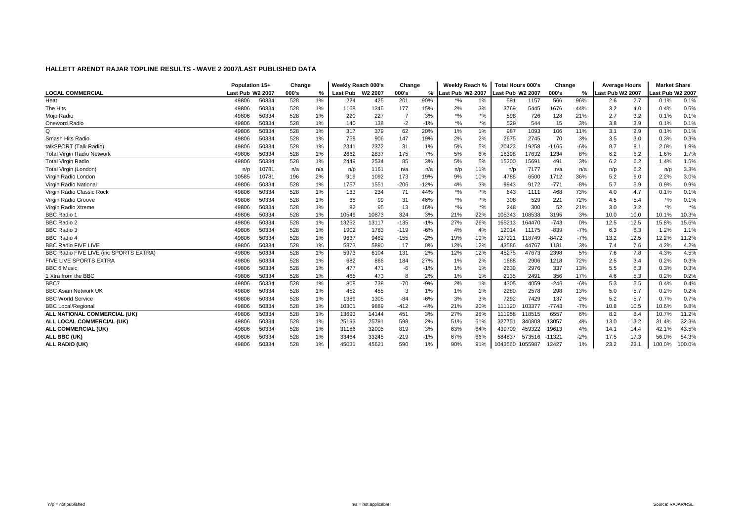### HALLETT ARENDT RAJAR TOPLINE RESULTS - WAVE 2 2007/LAST PUBLISHED DATA

| | Population 15+ | | Change | | Weekly Reach 000's | | Change | | Weekly Reach % | | Total Hours 000's | | Change | | Average Hours | | Market Share | |
|---|---|---|---|---|---|---|---|---|---|---|---|---|---|---|---|---|---|---|
| **LOCAL COMMERCIAL** | **Last Pub** | **W2 2007** | **000's** | **%** | **Last Pub** | **W2 2007** | **000's** | **%** | **Last Pub** | **W2 2007** | **Last Pub** | **W2 2007** | **000's** | **%** | **Last Pub** | **W2 2007** | **Last Pub** | **W2 2007** |
| Heat | 49806 | 50334 | 528 | 1% | 224 | 425 | 201 | 90% | *% | 1% | 591 | 1157 | 566 | 96% | 2.6 | 2.7 | 0.1% | 0.1% |
| The Hits | 49806 | 50334 | 528 | 1% | 1168 | 1345 | 177 | 15% | 2% | 3% | 3769 | 5445 | 1676 | 44% | 3.2 | 4.0 | 0.4% | 0.5% |
| Mojo Radio | 49806 | 50334 | 528 | 1% | 220 | 227 | 7 | 3% | *% | *% | 598 | 726 | 128 | 21% | 2.7 | 3.2 | 0.1% | 0.1% |
| Oneword Radio | 49806 | 50334 | 528 | 1% | 140 | 138 | -2 | -1% | *% | *% | 529 | 544 | 15 | 3% | 3.8 | 3.9 | 0.1% | 0.1% |
| Q | 49806 | 50334 | 528 | 1% | 317 | 379 | 62 | 20% | 1% | 1% | 987 | 1093 | 106 | 11% | 3.1 | 2.9 | 0.1% | 0.1% |
| Smash Hits Radio | 49806 | 50334 | 528 | 1% | 759 | 906 | 147 | 19% | 2% | 2% | 2675 | 2745 | 70 | 3% | 3.5 | 3.0 | 0.3% | 0.3% |
| talkSPORT (Talk Radio) | 49806 | 50334 | 528 | 1% | 2341 | 2372 | 31 | 1% | 5% | 5% | 20423 | 19258 | -1165 | -6% | 8.7 | 8.1 | 2.0% | 1.8% |
| Total Virgin Radio Network | 49806 | 50334 | 528 | 1% | 2662 | 2837 | 175 | 7% | 5% | 6% | 16398 | 17632 | 1234 | 8% | 6.2 | 6.2 | 1.6% | 1.7% |
| Total Virgin Radio | 49806 | 50334 | 528 | 1% | 2449 | 2534 | 85 | 3% | 5% | 5% | 15200 | 15691 | 491 | 3% | 6.2 | 6.2 | 1.4% | 1.5% |
| Total Virgin (London) | n/p | 10781 | n/a | n/a | n/p | 1161 | n/a | n/a | n/p | 11% | n/p | 7177 | n/a | n/a | n/p | 6.2 | n/p | 3.3% |
| Virgin Radio London | 10585 | 10781 | 196 | 2% | 919 | 1092 | 173 | 19% | 9% | 10% | 4788 | 6500 | 1712 | 36% | 5.2 | 6.0 | 2.2% | 3.0% |
| Virgin Radio National | 49806 | 50334 | 528 | 1% | 1757 | 1551 | -206 | -12% | 4% | 3% | 9943 | 9172 | -771 | -8% | 5.7 | 5.9 | 0.9% | 0.9% |
| Virgin Radio Classic Rock | 49806 | 50334 | 528 | 1% | 163 | 234 | 71 | 44% | *% | *% | 643 | 1111 | 468 | 73% | 4.0 | 4.7 | 0.1% | 0.1% |
| Virgin Radio Groove | 49806 | 50334 | 528 | 1% | 68 | 99 | 31 | 46% | *% | *% | 308 | 529 | 221 | 72% | 4.5 | 5.4 | *% | 0.1% |
| Virgin Radio Xtreme | 49806 | 50334 | 528 | 1% | 82 | 95 | 13 | 16% | *% | *% | 248 | 300 | 52 | 21% | 3.0 | 3.2 | *% | *% |
| BBC Radio 1 | 49806 | 50334 | 528 | 1% | 10549 | 10873 | 324 | 3% | 21% | 22% | 105343 | 108538 | 3195 | 3% | 10.0 | 10.0 | 10.1% | 10.3% |
| BBC Radio 2 | 49806 | 50334 | 528 | 1% | 13252 | 13117 | -135 | -1% | 27% | 26% | 165213 | 164470 | -743 | 0% | 12.5 | 12.5 | 15.8% | 15.6% |
| BBC Radio 3 | 49806 | 50334 | 528 | 1% | 1902 | 1783 | -119 | -6% | 4% | 4% | 12014 | 11175 | -839 | -7% | 6.3 | 6.3 | 1.2% | 1.1% |
| BBC Radio 4 | 49806 | 50334 | 528 | 1% | 9637 | 9482 | -155 | -2% | 19% | 19% | 127221 | 118749 | -8472 | -7% | 13.2 | 12.5 | 12.2% | 11.2% |
| BBC Radio FIVE LIVE | 49806 | 50334 | 528 | 1% | 5873 | 5890 | 17 | 0% | 12% | 12% | 43586 | 44767 | 1181 | 3% | 7.4 | 7.6 | 4.2% | 4.2% |
| BBC Radio FIVE LIVE (inc SPORTS EXTRA) | 49806 | 50334 | 528 | 1% | 5973 | 6104 | 131 | 2% | 12% | 12% | 45275 | 47673 | 2398 | 5% | 7.6 | 7.8 | 4.3% | 4.5% |
| FIVE LIVE SPORTS EXTRA | 49806 | 50334 | 528 | 1% | 682 | 866 | 184 | 27% | 1% | 2% | 1688 | 2906 | 1218 | 72% | 2.5 | 3.4 | 0.2% | 0.3% |
| BBC 6 Music | 49806 | 50334 | 528 | 1% | 477 | 471 | -6 | -1% | 1% | 1% | 2639 | 2976 | 337 | 13% | 5.5 | 6.3 | 0.3% | 0.3% |
| 1 Xtra from the BBC | 49806 | 50334 | 528 | 1% | 465 | 473 | 8 | 2% | 1% | 1% | 2135 | 2491 | 356 | 17% | 4.6 | 5.3 | 0.2% | 0.2% |
| BBC7 | 49806 | 50334 | 528 | 1% | 808 | 738 | -70 | -9% | 2% | 1% | 4305 | 4059 | -246 | -6% | 5.3 | 5.5 | 0.4% | 0.4% |
| BBC Asian Network UK | 49806 | 50334 | 528 | 1% | 452 | 455 | 3 | 1% | 1% | 1% | 2280 | 2578 | 298 | 13% | 5.0 | 5.7 | 0.2% | 0.2% |
| BBC World Service | 49806 | 50334 | 528 | 1% | 1389 | 1305 | -84 | -6% | 3% | 3% | 7292 | 7429 | 137 | 2% | 5.2 | 5.7 | 0.7% | 0.7% |
| BBC Local/Regional | 49806 | 50334 | 528 | 1% | 10301 | 9889 | -412 | -4% | 21% | 20% | 111120 | 103377 | -7743 | -7% | 10.8 | 10.5 | 10.6% | 9.8% |
| **ALL NATIONAL COMMERCIAL (UK)** | 49806 | 50334 | 528 | 1% | 13693 | 14144 | 451 | 3% | 27% | 28% | 111958 | 118515 | 6557 | 6% | 8.2 | 8.4 | 10.7% | 11.2% |
| **ALL LOCAL COMMERCIAL (UK)** | 49806 | 50334 | 528 | 1% | 25193 | 25791 | 598 | 2% | 51% | 51% | 327751 | 340808 | 13057 | 4% | 13.0 | 13.2 | 31.4% | 32.3% |
| **ALL COMMERCIAL (UK)** | 49806 | 50334 | 528 | 1% | 31186 | 32005 | 819 | 3% | 63% | 64% | 439709 | 459322 | 19613 | 4% | 14.1 | 14.4 | 42.1% | 43.5% |
| **ALL BBC (UK)** | 49806 | 50334 | 528 | 1% | 33464 | 33245 | -219 | -1% | 67% | 66% | 584837 | 573516 | -11321 | -2% | 17.5 | 17.3 | 56.0% | 54.3% |
| **ALL RADIO (UK)** | 49806 | 50334 | 528 | 1% | 45031 | 45621 | 590 | 1% | 90% | 91% | 1043560 | 1055987 | 12427 | 1% | 23.2 | 23.1 | 100.0% | 100.0% |

n/p = not published

n/a = not applicable

Source: RAJAR/RSL